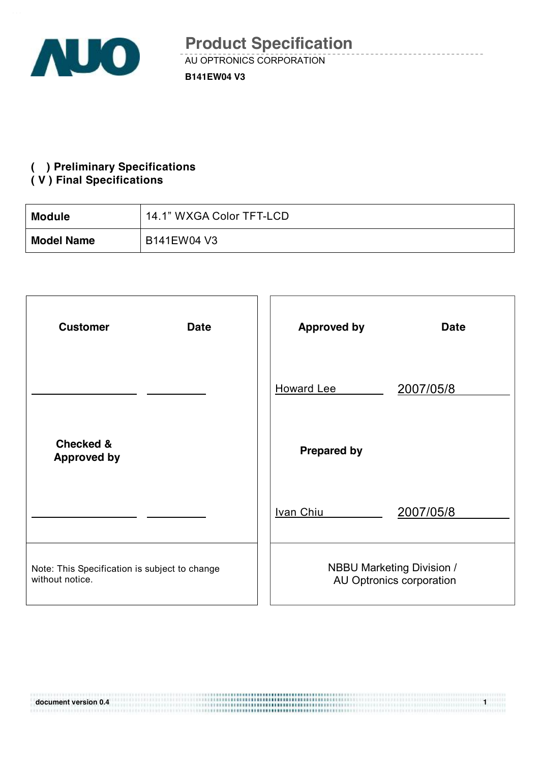# Product Specification

AU OPTRONICS CORPORATION

**B141EW04 V3**

**( ) Preliminary Specifications**
**( V ) Final Specifications**

| **Module** | 14.1" WXGA Color TFT-LCD |
|---|---|
| **Model Name** | B141EW04 V3 |

| **Customer** | **Date** | **Approved by** | **Date** |
|---|---|---|---|
| | | Howard Lee | 2007/05/8 |
| **Checked & Approved by** | | **Prepared by** | |
| | | Ivan Chiu | 2007/05/8 |
| Note: This Specification is subject to change without notice. | | NBBU Marketing Division / AU Optronics corporation | |

document version 0.4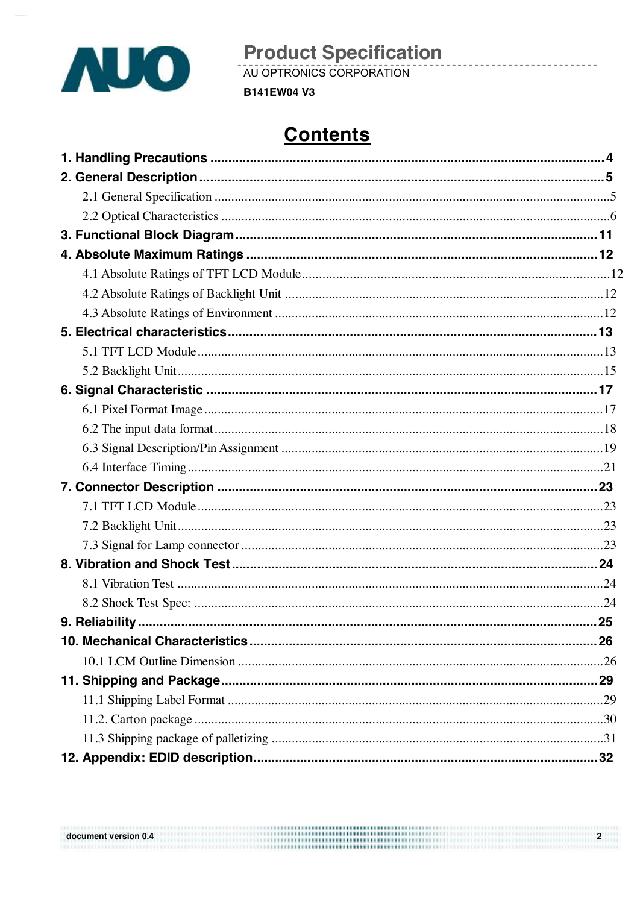## Contents

**1. Handling Precautions** .......................................................... **4**

**2. General Description** .......................................................... **5**

- 2.1 General Specification .......................................................... 5
- 2.2 Optical Characteristics .......................................................... 6

**3. Functional Block Diagram** .......................................................... **11**

**4. Absolute Maximum Ratings** .......................................................... **12**

- 4.1 Absolute Ratings of TFT LCD Module .......................................................... 12
- 4.2 Absolute Ratings of Backlight Unit .......................................................... 12
- 4.3 Absolute Ratings of Environment .......................................................... 12

**5. Electrical characteristics** .......................................................... **13**

- 5.1 TFT LCD Module .......................................................... 13
- 5.2 Backlight Unit .......................................................... 15

**6. Signal Characteristic** .......................................................... **17**

- 6.1 Pixel Format Image .......................................................... 17
- 6.2 The input data format .......................................................... 18
- 6.3 Signal Description/Pin Assignment .......................................................... 19
- 6.4 Interface Timing .......................................................... 21

**7. Connector Description** .......................................................... **23**

- 7.1 TFT LCD Module .......................................................... 23
- 7.2 Backlight Unit .......................................................... 23
- 7.3 Signal for Lamp connector .......................................................... 23

**8. Vibration and Shock Test** .......................................................... **24**

- 8.1 Vibration Test .......................................................... 24
- 8.2 Shock Test Spec: .......................................................... 24

**9. Reliability** .......................................................... **25**

**10. Mechanical Characteristics** .......................................................... **26**

- 10.1 LCM Outline Dimension .......................................................... 26

**11. Shipping and Package** .......................................................... **29**

- 11.1 Shipping Label Format .......................................................... 29
- 11.2. Carton package .......................................................... 30
- 11.3 Shipping package of palletizing .......................................................... 31

**12. Appendix: EDID description** .......................................................... **32**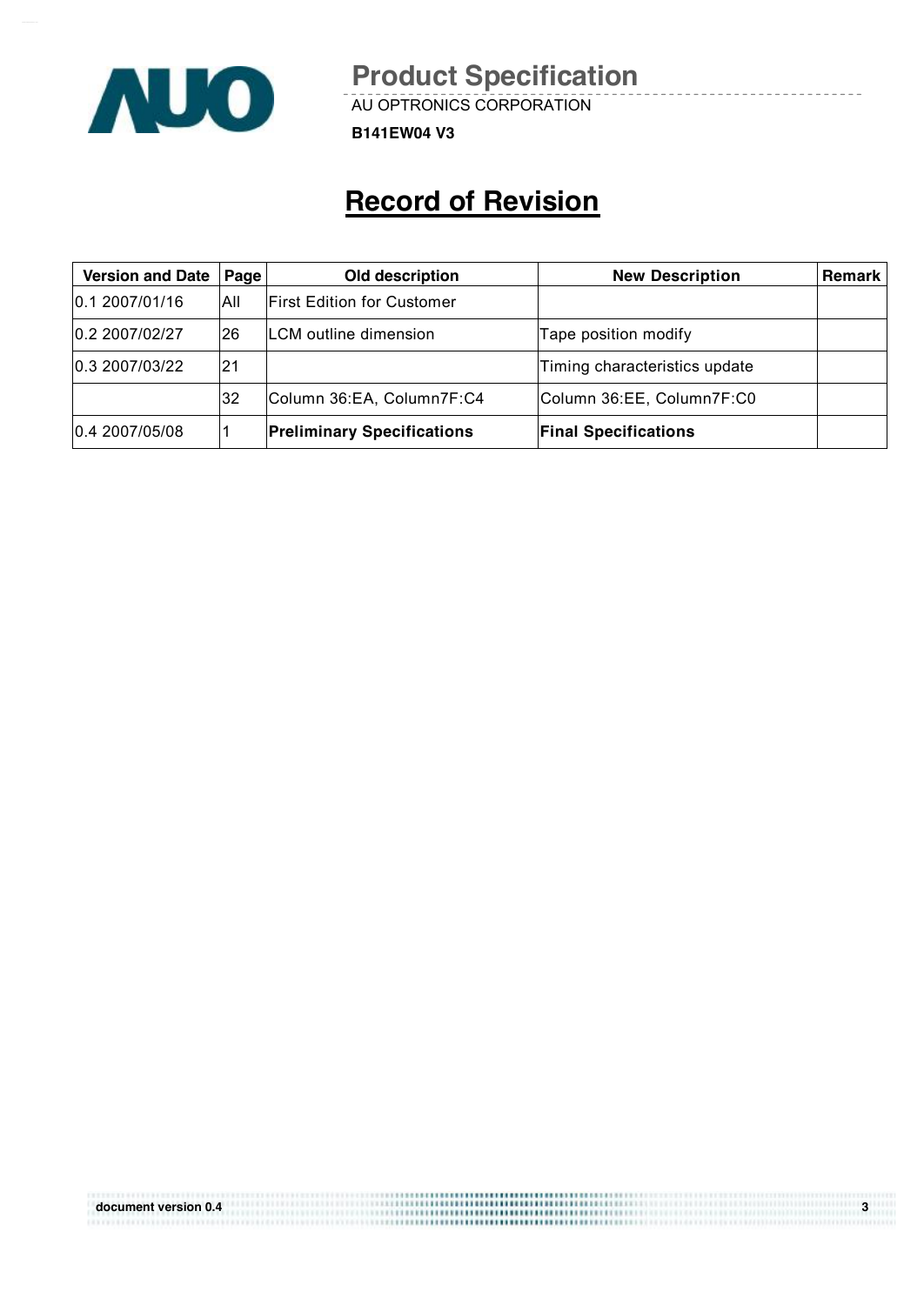# Record of Revision

| Version and Date | Page | Old description | New Description | Remark |
|---|---|---|---|---|
| 0.1 2007/01/16 | All | First Edition for Customer | | |
| 0.2 2007/02/27 | 26 | LCM outline dimension | Tape position modify | |
| 0.3 2007/03/22 | 21 | | Timing characteristics update | |
| | 32 | Column 36:EA, Column7F:C4 | Column 36:EE, Column7F:C0 | |
| 0.4 2007/05/08 | 1 | **Preliminary Specifications** | **Final Specifications** | |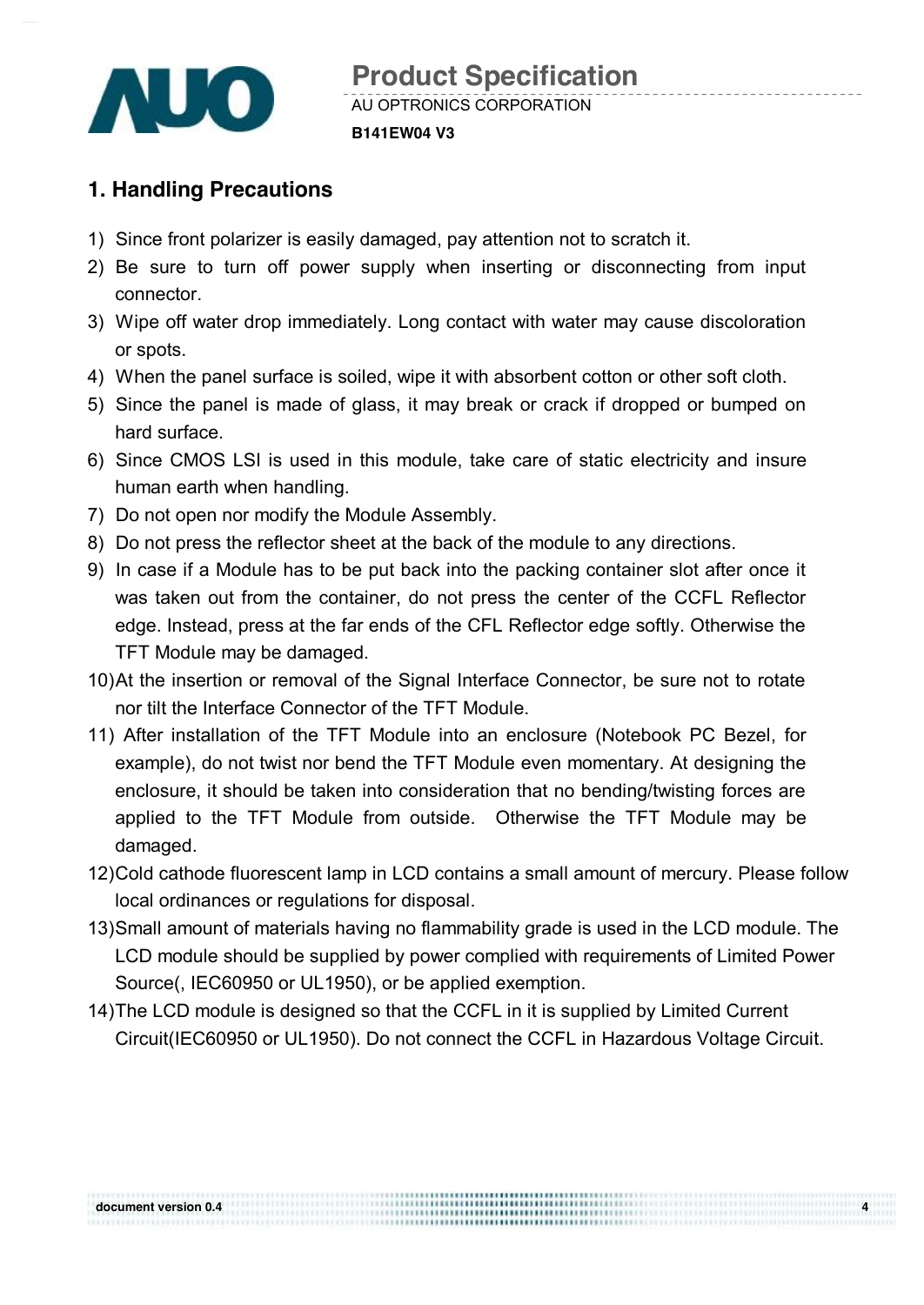## 1. Handling Precautions

1) Since front polarizer is easily damaged, pay attention not to scratch it.
2) Be sure to turn off power supply when inserting or disconnecting from input connector.
3) Wipe off water drop immediately. Long contact with water may cause discoloration or spots.
4) When the panel surface is soiled, wipe it with absorbent cotton or other soft cloth.
5) Since the panel is made of glass, it may break or crack if dropped or bumped on hard surface.
6) Since CMOS LSI is used in this module, take care of static electricity and insure human earth when handling.
7) Do not open nor modify the Module Assembly.
8) Do not press the reflector sheet at the back of the module to any directions.
9) In case if a Module has to be put back into the packing container slot after once it was taken out from the container, do not press the center of the CCFL Reflector edge. Instead, press at the far ends of the CFL Reflector edge softly. Otherwise the TFT Module may be damaged.
10) At the insertion or removal of the Signal Interface Connector, be sure not to rotate nor tilt the Interface Connector of the TFT Module.
11) After installation of the TFT Module into an enclosure (Notebook PC Bezel, for example), do not twist nor bend the TFT Module even momentary. At designing the enclosure, it should be taken into consideration that no bending/twisting forces are applied to the TFT Module from outside. Otherwise the TFT Module may be damaged.
12) Cold cathode fluorescent lamp in LCD contains a small amount of mercury. Please follow local ordinances or regulations for disposal.
13) Small amount of materials having no flammability grade is used in the LCD module. The LCD module should be supplied by power complied with requirements of Limited Power Source(, IEC60950 or UL1950), or be applied exemption.
14) The LCD module is designed so that the CCFL in it is supplied by Limited Current Circuit(IEC60950 or UL1950). Do not connect the CCFL in Hazardous Voltage Circuit.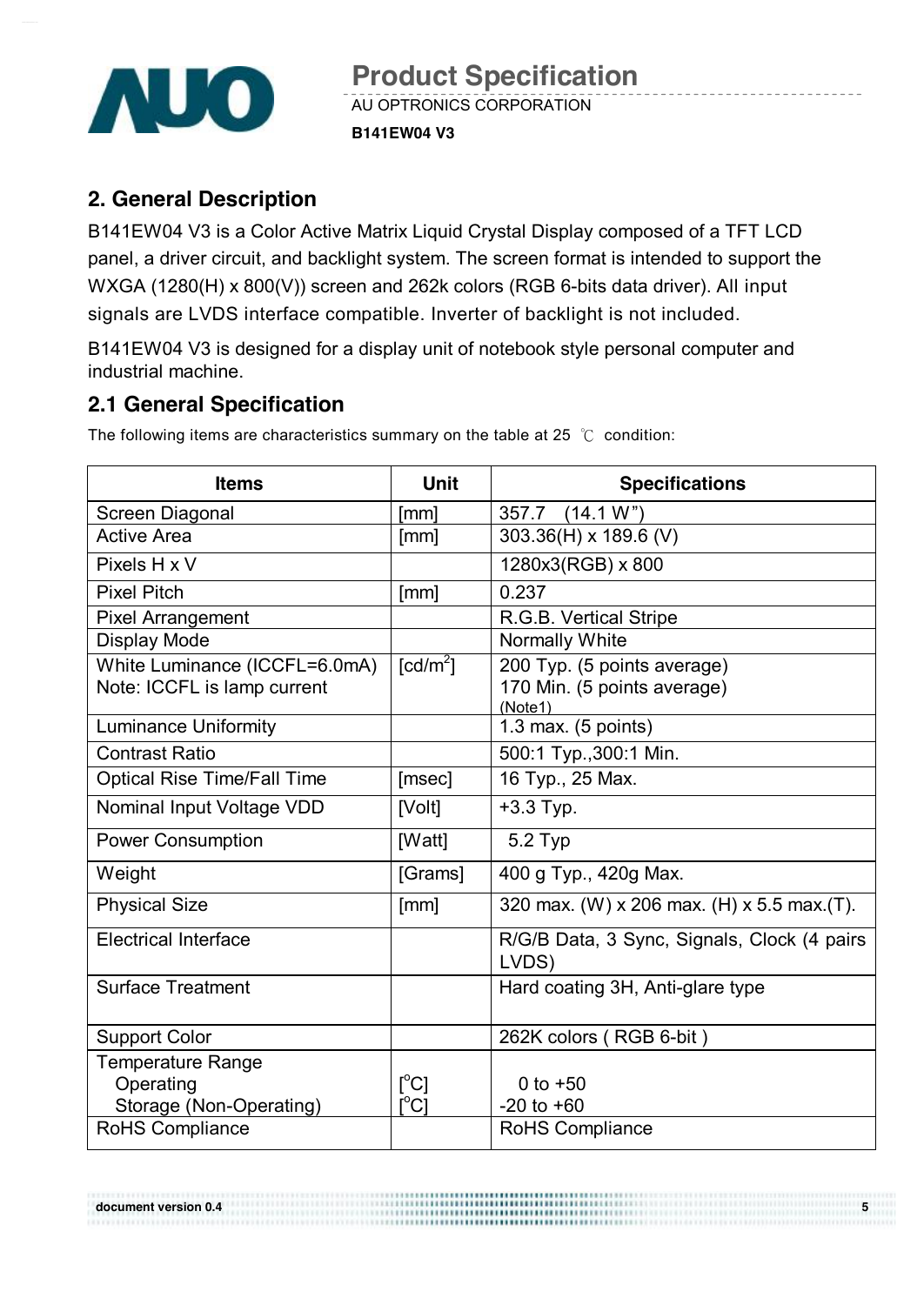## 2. General Description

B141EW04 V3 is a Color Active Matrix Liquid Crystal Display composed of a TFT LCD panel, a driver circuit, and backlight system. The screen format is intended to support the WXGA (1280(H) x 800(V)) screen and 262k colors (RGB 6-bits data driver). All input signals are LVDS interface compatible. Inverter of backlight is not included.

B141EW04 V3 is designed for a display unit of notebook style personal computer and industrial machine.

### 2.1 General Specification

The following items are characteristics summary on the table at 25 ℃ condition:

| Items | Unit | Specifications |
|---|---|---|
| Screen Diagonal | [mm] | 357.7 (14.1 W") |
| Active Area | [mm] | 303.36(H) x 189.6 (V) |
| Pixels H x V | | 1280x3(RGB) x 800 |
| Pixel Pitch | [mm] | 0.237 |
| Pixel Arrangement | | R.G.B. Vertical Stripe |
| Display Mode | | Normally White |
| White Luminance (ICCFL=6.0mA)<br>Note: ICCFL is lamp current | [cd/m$^2$] | 200 Typ. (5 points average)<br>170 Min. (5 points average)<br>(Note1) |
| Luminance Uniformity | | 1.3 max. (5 points) |
| Contrast Ratio | | 500:1 Typ.,300:1 Min. |
| Optical Rise Time/Fall Time | [msec] | 16 Typ., 25 Max. |
| Nominal Input Voltage VDD | [Volt] | +3.3 Typ. |
| Power Consumption | [Watt] | 5.2 Typ |
| Weight | [Grams] | 400 g Typ., 420g Max. |
| Physical Size | [mm] | 320 max. (W) x 206 max. (H) x 5.5 max.(T). |
| Electrical Interface | | R/G/B Data, 3 Sync, Signals, Clock (4 pairs LVDS) |
| Surface Treatment | | Hard coating 3H, Anti-glare type |
| Support Color | | 262K colors ( RGB 6-bit ) |
| Temperature Range<br>Operating<br>Storage (Non-Operating) | <br>[$^o$C]<br>[$^o$C] | <br>0 to +50<br>-20 to +60 |
| RoHS Compliance | | RoHS Compliance |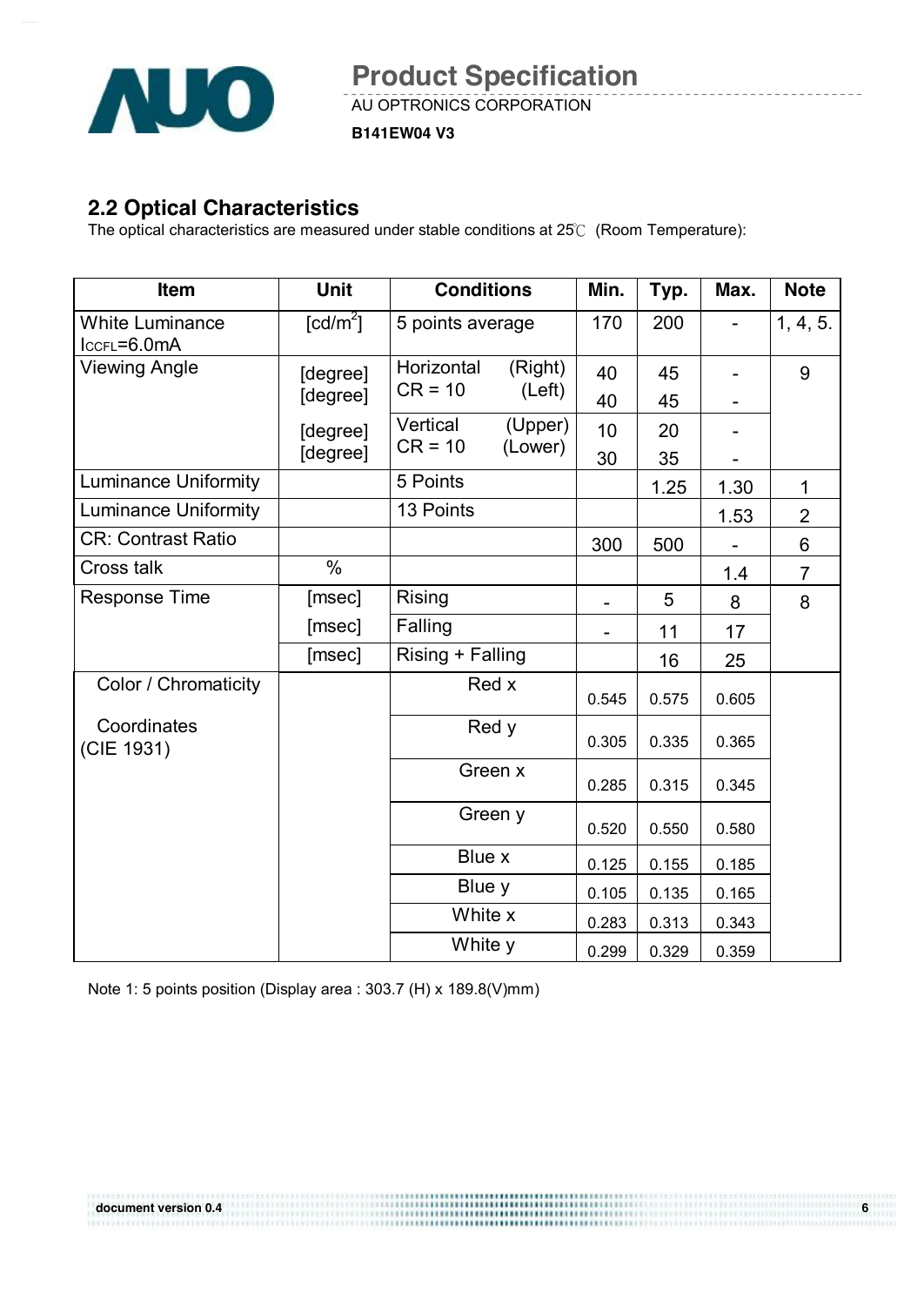## 2.2 Optical Characteristics

The optical characteristics are measured under stable conditions at 25℃ (Room Temperature):

| Item | Unit | Conditions | Min. | Typ. | Max. | Note |
|---|---|---|---|---|---|---|
| White Luminance $I_{CCFL}$=6.0mA | [cd/m$^2$] | 5 points average | 170 | 200 | - | 1, 4, 5. |
| Viewing Angle | [degree] | Horizontal CR = 10 (Right) | 40 | 45 | - | 9 |
| | [degree] | (Left) | 40 | 45 | - | |
| | [degree] | Vertical CR = 10 (Upper) | 10 | 20 | - | |
| | [degree] | (Lower) | 30 | 35 | - | |
| Luminance Uniformity | | 5 Points | | 1.25 | 1.30 | 1 |
| Luminance Uniformity | | 13 Points | | | 1.53 | 2 |
| CR: Contrast Ratio | | | 300 | 500 | - | 6 |
| Cross talk | % | | | | 1.4 | 7 |
| Response Time | [msec] | Rising | - | 5 | 8 | 8 |
| | [msec] | Falling | - | 11 | 17 | |
| | [msec] | Rising + Falling | | 16 | 25 | |
| Color / Chromaticity Coordinates (CIE 1931) | | Red x | 0.545 | 0.575 | 0.605 | |
| | | Red y | 0.305 | 0.335 | 0.365 | |
| | | Green x | 0.285 | 0.315 | 0.345 | |
| | | Green y | 0.520 | 0.550 | 0.580 | |
| | | Blue x | 0.125 | 0.155 | 0.185 | |
| | | Blue y | 0.105 | 0.135 | 0.165 | |
| | | White x | 0.283 | 0.313 | 0.343 | |
| | | White y | 0.299 | 0.329 | 0.359 | |

Note 1: 5 points position (Display area : 303.7 (H) x 189.8(V)mm)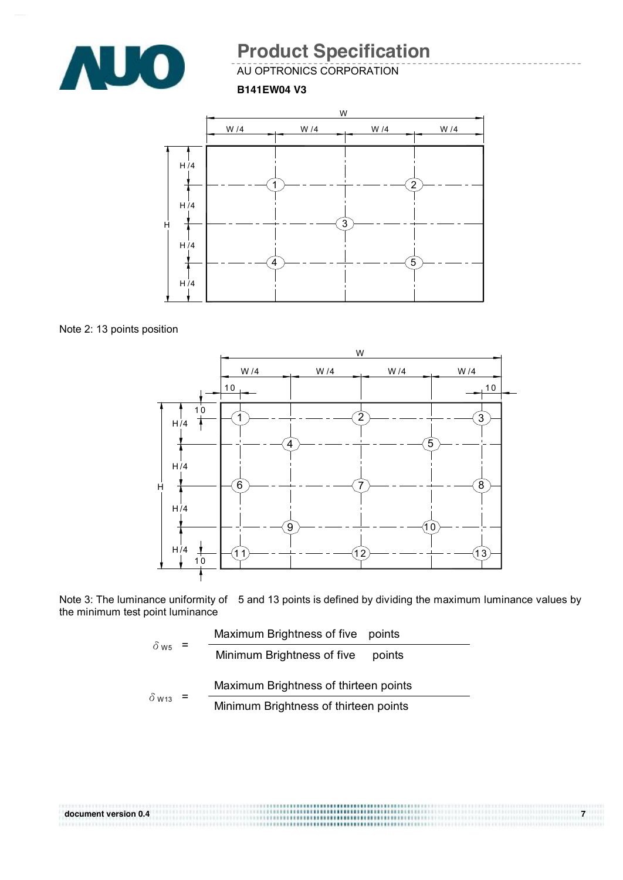Note 2: 13 points position

Note 3: The luminance uniformity of 5 and 13 points is defined by dividing the maximum luminance values by the minimum test point luminance

$$\delta_{W5} = \frac{\text{Maximum Brightness of five points}}{\text{Minimum Brightness of five points}}$$

$$\delta_{W13} = \frac{\text{Maximum Brightness of thirteen points}}{\text{Minimum Brightness of thirteen points}}$$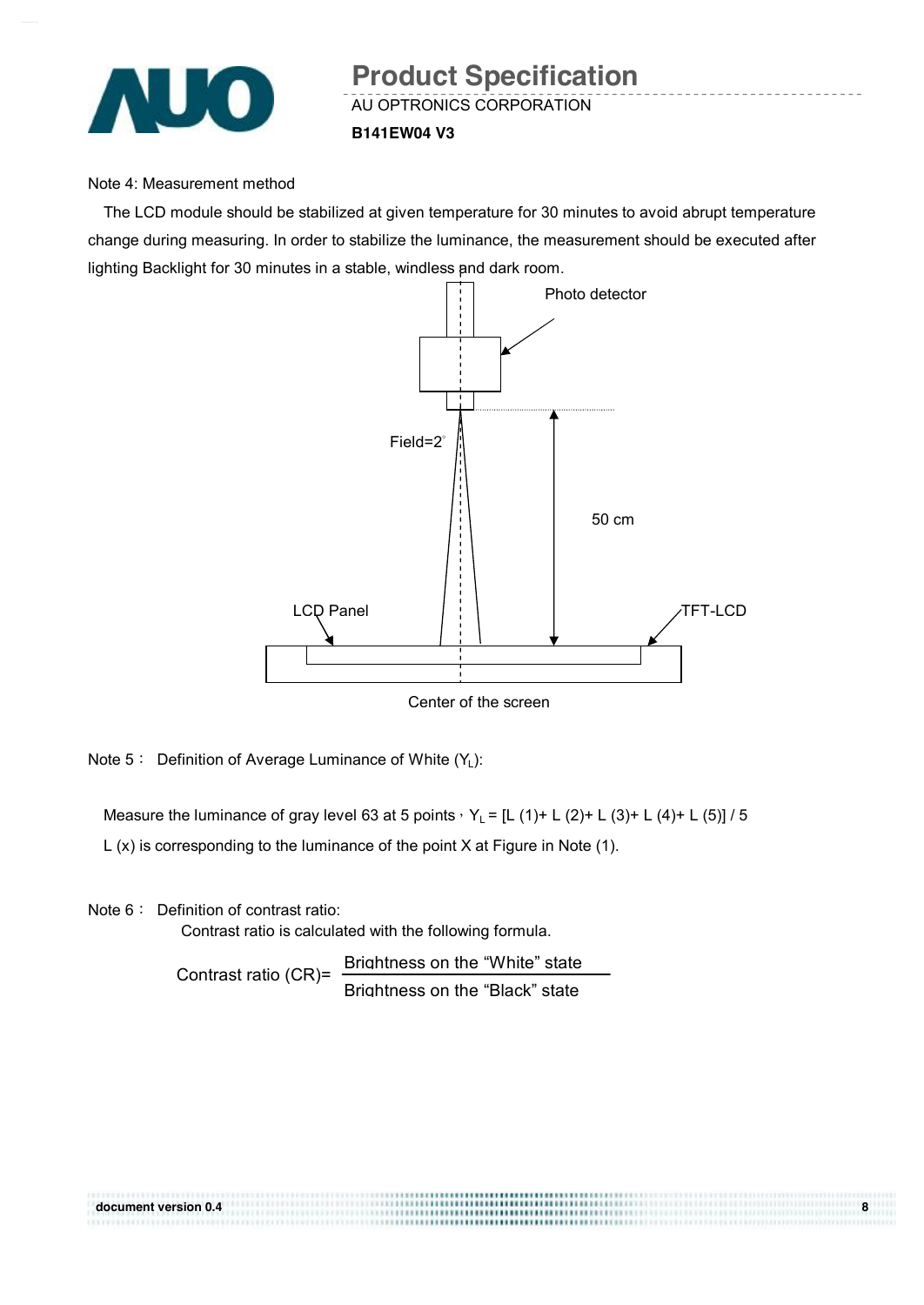Note 4: Measurement method

The LCD module should be stabilized at given temperature for 30 minutes to avoid abrupt temperature change during measuring. In order to stabilize the luminance, the measurement should be executed after lighting Backlight for 30 minutes in a stable, windless and dark room.

Photo detector

Field=2°

50 cm

LCD Panel

TFT-LCD

Center of the screen

Note 5： Definition of Average Luminance of White ($Y_L$):

Measure the luminance of gray level 63 at 5 points，$Y_L$ = [L (1)+ L (2)+ L (3)+ L (4)+ L (5)] / 5

L (x) is corresponding to the luminance of the point X at Figure in Note (1).

Note 6： Definition of contrast ratio:

Contrast ratio is calculated with the following formula.

$$\text{Contrast ratio (CR)} = \frac{\text{Brightness on the “White” state}}{\text{Brightness on the “Black” state}}$$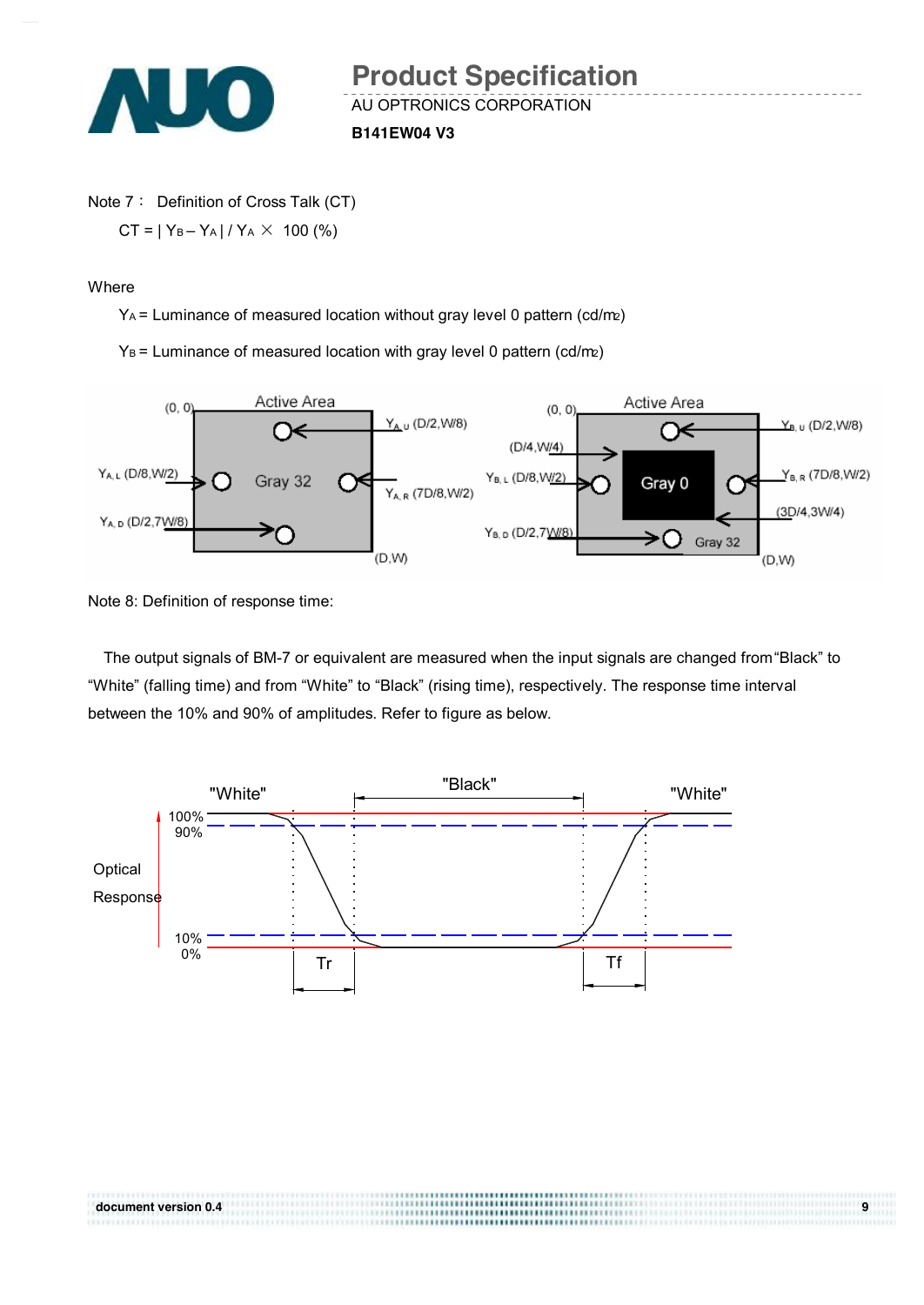Note 7： Definition of Cross Talk (CT)

$$CT = | Y_B - Y_A | / Y_A \times 100\ (\%)$$

Where

$Y_A$ = Luminance of measured location without gray level 0 pattern (cd/m2)

$Y_B$ = Luminance of measured location with gray level 0 pattern (cd/m2)

Note 8: Definition of response time:

The output signals of BM-7 or equivalent are measured when the input signals are changed from "Black" to "White" (falling time) and from "White" to "Black" (rising time), respectively. The response time interval between the 10% and 90% of amplitudes. Refer to figure as below.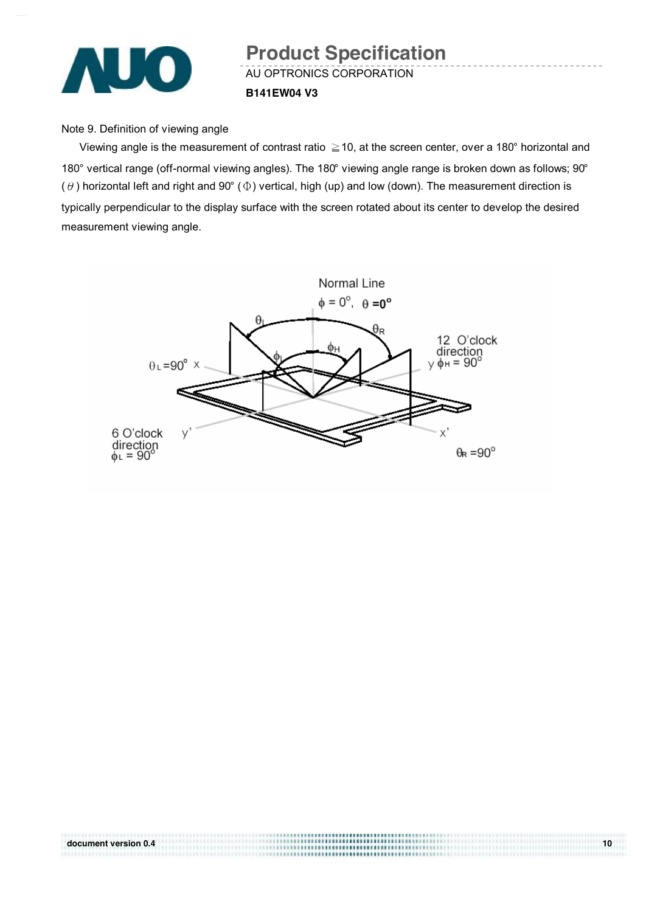Note 9. Definition of viewing angle

Viewing angle is the measurement of contrast ratio ≧10, at the screen center, over a 180° horizontal and 180° vertical range (off-normal viewing angles). The 180° viewing angle range is broken down as follows; 90° ($\theta$) horizontal left and right and 90° ($\Phi$) vertical, high (up) and low (down). The measurement direction is typically perpendicular to the display surface with the screen rotated about its center to develop the desired measurement viewing angle.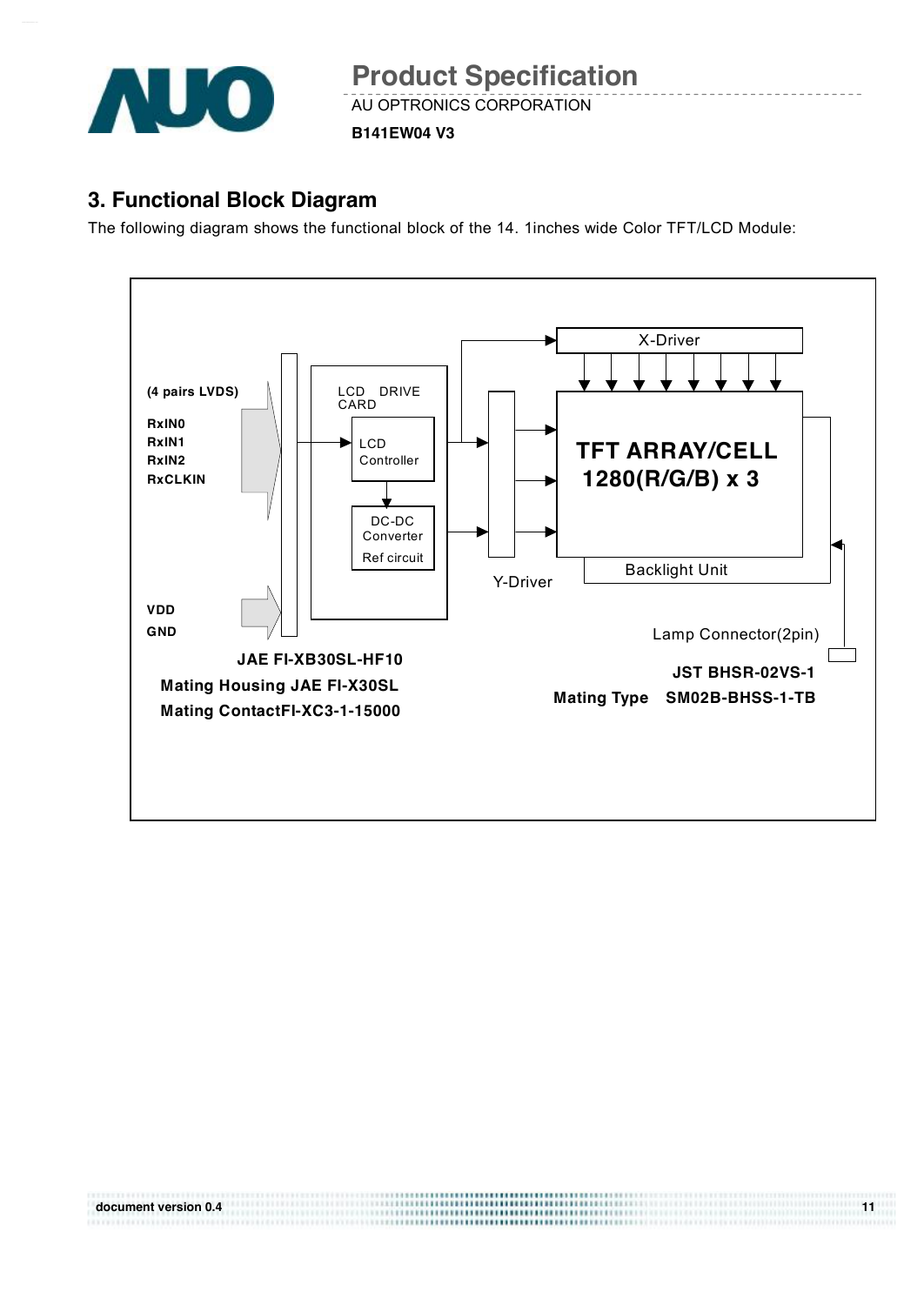## 3. Functional Block Diagram

The following diagram shows the functional block of the 14. 1inches wide Color TFT/LCD Module:

(4 pairs LVDS)

RxIN0
RxIN1
RxIN2
RxCLKIN

VDD
GND

LCD DRIVE CARD

LCD Controller

DC-DC Converter
Ref circuit

X-Driver

Y-Driver

TFT ARRAY/CELL
1280(R/G/B) x 3

Backlight Unit

Lamp Connector(2pin)

**JAE FI-XB30SL-HF10**
**Mating Housing JAE FI-X30SL**
**Mating ContactFI-XC3-1-15000**

**JST BHSR-02VS-1**
**Mating Type SM02B-BHSS-1-TB**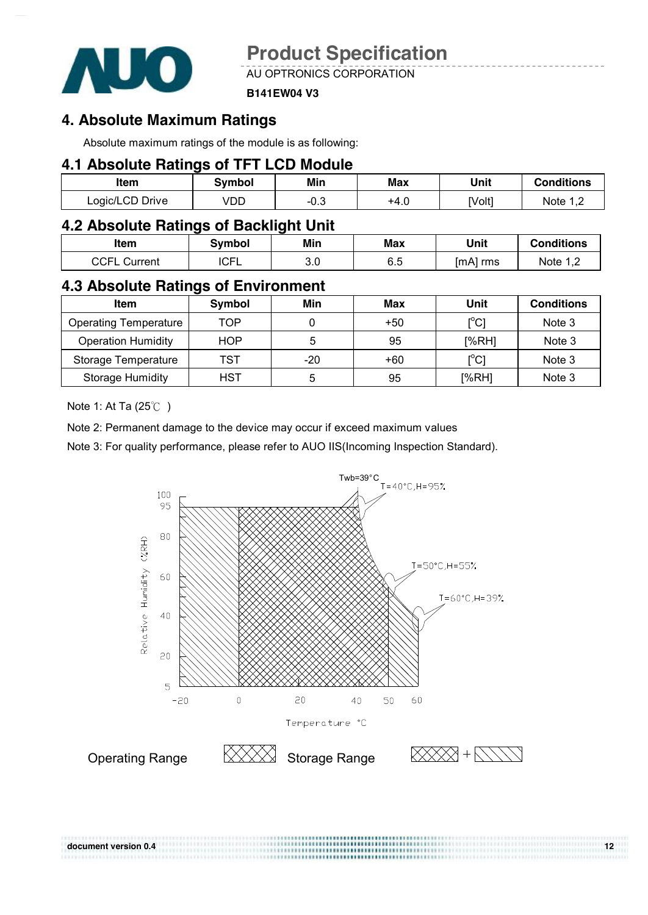# 4. Absolute Maximum Ratings

Absolute maximum ratings of the module is as following:

## 4.1 Absolute Ratings of TFT LCD Module

| Item | Symbol | Min | Max | Unit | Conditions |
|---|---|---|---|---|---|
| Logic/LCD Drive | VDD | -0.3 | +4.0 | [Volt] | Note 1,2 |

## 4.2 Absolute Ratings of Backlight Unit

| Item | Symbol | Min | Max | Unit | Conditions |
|---|---|---|---|---|---|
| CCFL Current | ICFL | 3.0 | 6.5 | [mA] rms | Note 1,2 |

## 4.3 Absolute Ratings of Environment

| Item | Symbol | Min | Max | Unit | Conditions |
|---|---|---|---|---|---|
| Operating Temperature | TOP | 0 | +50 | [°C] | Note 3 |
| Operation Humidity | HOP | 5 | 95 | [%RH] | Note 3 |
| Storage Temperature | TST | -20 | +60 | [°C] | Note 3 |
| Storage Humidity | HST | 5 | 95 | [%RH] | Note 3 |

Note 1: At Ta (25℃ )

Note 2: Permanent damage to the device may occur if exceed maximum values

Note 3: For quality performance, please refer to AUO IIS(Incoming Inspection Standard).

Twb=39°C

T=40°C,H=95%

T=50°C,H=55%

T=60°C,H=39%

Relative Humidity (%RH)

Temperature °C

Operating Range

Storage Range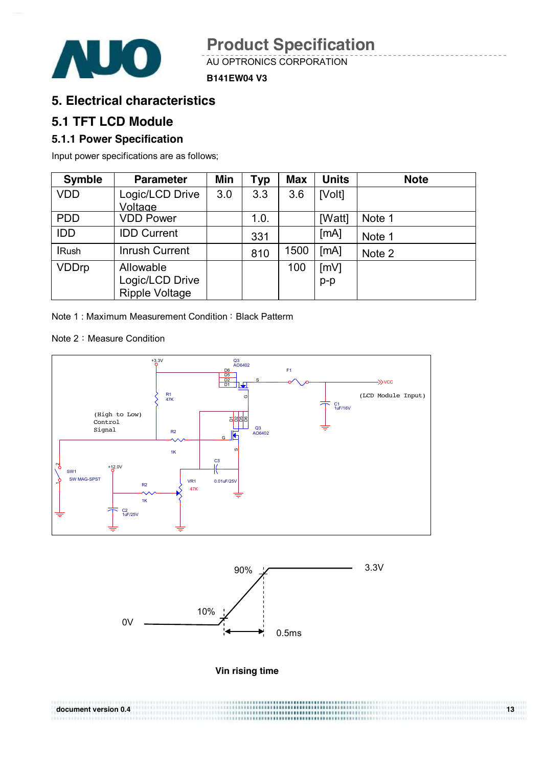## 5. Electrical characteristics

## 5.1 TFT LCD Module

### 5.1.1 Power Specification

Input power specifications are as follows;

| Symble | Parameter | Min | Typ | Max | Units | Note |
|---|---|---|---|---|---|---|
| VDD | Logic/LCD Drive Voltage | 3.0 | 3.3 | 3.6 | [Volt] | |
| PDD | VDD Power | | 1.0. | | [Watt] | Note 1 |
| IDD | IDD Current | | 331 | | [mA] | Note 1 |
| IRush | Inrush Current | | 810 | 1500 | [mA] | Note 2 |
| VDDrp | Allowable Logic/LCD Drive Ripple Voltage | | | 100 | [mV] p-p | |

Note 1 : Maximum Measurement Condition：Black Pattern

Note 2：Measure Condition

+3.3V  
Q3 AO6402  
D6 D5 D2 D1  
S  
F1  
VCC  
(LCD Module Input)  
R1 47K  
G  
C1 1uF/16V  
(High to Low) Control Signal  
D1 D2 D5 D6  
Q3 AO6402  
R2 1K  
G  
S  
C3 0.01uF/25V  
SW1 SW MAG-SPST  
+12.0V  
R2 1K  
VR1 47K  
C2 1uF/25V

90%  
3.3V  
10%  
0V  
0.5ms

**Vin rising time**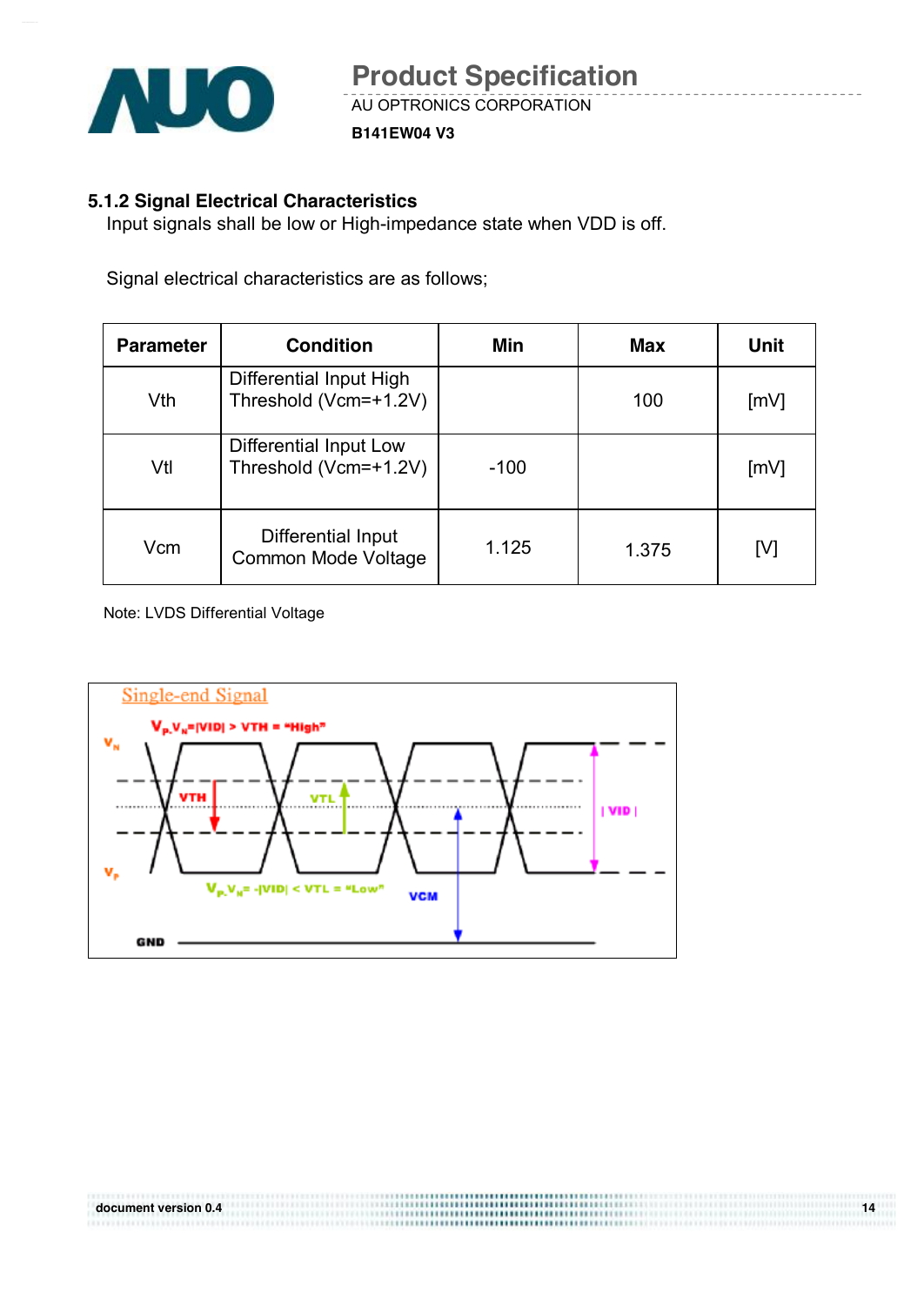### 5.1.2 Signal Electrical Characteristics

Input signals shall be low or High-impedance state when VDD is off.

Signal electrical characteristics are as follows;

| Parameter | Condition | Min | Max | Unit |
|---|---|---|---|---|
| Vth | Differential Input High Threshold (Vcm=+1.2V) | | 100 | [mV] |
| Vtl | Differential Input Low Threshold (Vcm=+1.2V) | -100 | | [mV] |
| Vcm | Differential Input Common Mode Voltage | 1.125 | 1.375 | [V] |

Note: LVDS Differential Voltage

Single-end Signal

$V_P$-$V_N$=|VID| > VTH = "High"

$V_N$

VTH

VTL

| VID |

$V_P$

$V_P$-$V_N$= -|VID| < VTL = "Low"

VCM

GND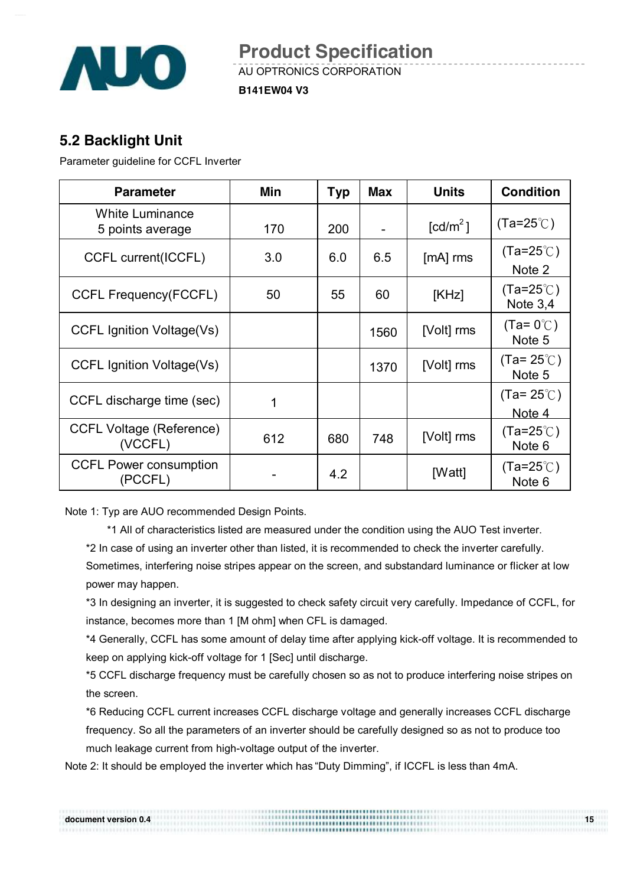## 5.2 Backlight Unit

Parameter guideline for CCFL Inverter

| Parameter | Min | Typ | Max | Units | Condition |
|---|---|---|---|---|---|
| White Luminance 5 points average | 170 | 200 | - | [cd/m$^2$] | (Ta=25℃) |
| CCFL current(ICCFL) | 3.0 | 6.0 | 6.5 | [mA] rms | (Ta=25℃) Note 2 |
| CCFL Frequency(FCCFL) | 50 | 55 | 60 | [KHz] | (Ta=25℃) Note 3,4 |
| CCFL Ignition Voltage(Vs) | | | 1560 | [Volt] rms | (Ta= 0℃) Note 5 |
| CCFL Ignition Voltage(Vs) | | | 1370 | [Volt] rms | (Ta= 25℃) Note 5 |
| CCFL discharge time (sec) | 1 | | | | (Ta= 25℃) Note 4 |
| CCFL Voltage (Reference) (VCCFL) | 612 | 680 | 748 | [Volt] rms | (Ta=25℃) Note 6 |
| CCFL Power consumption (PCCFL) | - | 4.2 | | [Watt] | (Ta=25℃) Note 6 |

Note 1: Typ are AUO recommended Design Points.

*1 All of characteristics listed are measured under the condition using the AUO Test inverter.

*2 In case of using an inverter other than listed, it is recommended to check the inverter carefully. Sometimes, interfering noise stripes appear on the screen, and substandard luminance or flicker at low power may happen.

*3 In designing an inverter, it is suggested to check safety circuit very carefully. Impedance of CCFL, for instance, becomes more than 1 [M ohm] when CFL is damaged.

*4 Generally, CCFL has some amount of delay time after applying kick-off voltage. It is recommended to keep on applying kick-off voltage for 1 [Sec] until discharge.

*5 CCFL discharge frequency must be carefully chosen so as not to produce interfering noise stripes on the screen.

*6 Reducing CCFL current increases CCFL discharge voltage and generally increases CCFL discharge frequency. So all the parameters of an inverter should be carefully designed so as not to produce too much leakage current from high-voltage output of the inverter.

Note 2: It should be employed the inverter which has "Duty Dimming", if ICCFL is less than 4mA.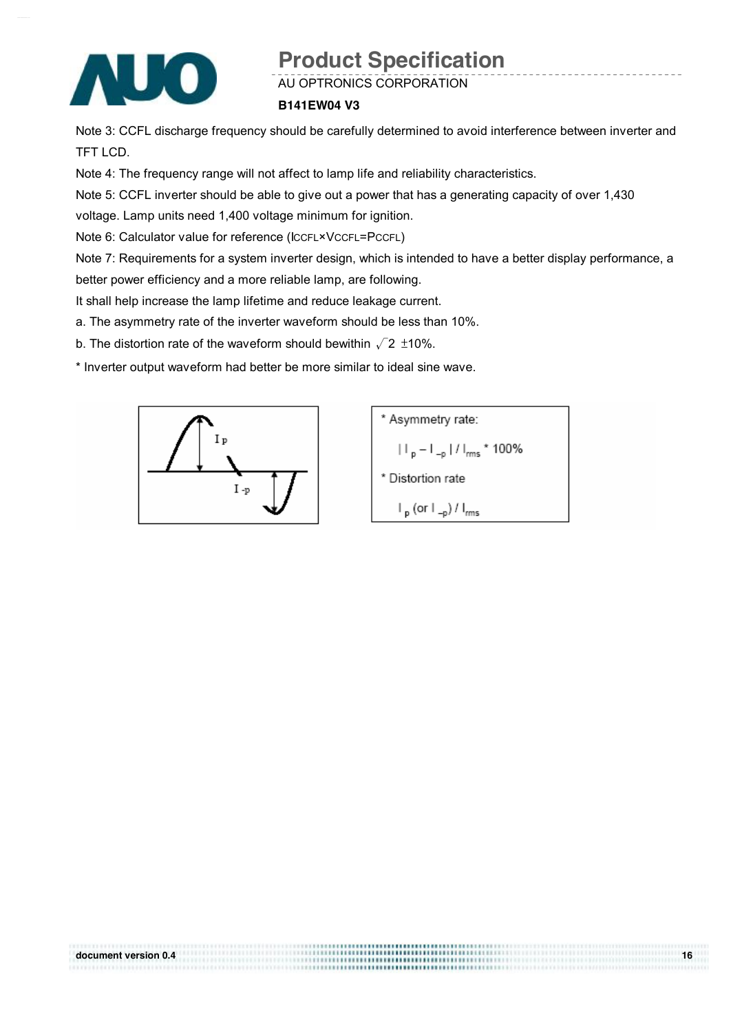Note 3: CCFL discharge frequency should be carefully determined to avoid interference between inverter and TFT LCD.

Note 4: The frequency range will not affect to lamp life and reliability characteristics.

Note 5: CCFL inverter should be able to give out a power that has a generating capacity of over 1,430 voltage. Lamp units need 1,400 voltage minimum for ignition.

Note 6: Calculator value for reference ($I_{CCFL} \times V_{CCFL} = P_{CCFL}$)

Note 7: Requirements for a system inverter design, which is intended to have a better display performance, a better power efficiency and a more reliable lamp, are following.

It shall help increase the lamp lifetime and reduce leakage current.

a. The asymmetry rate of the inverter waveform should be less than 10%.

b. The distortion rate of the waveform should bewithin $\sqrt{2}$ ±10%.

* Inverter output waveform had better be more similar to ideal sine wave.

* Asymmetry rate:

$$| I_p - I_{-p} | / I_{rms} * 100\%$$

* Distortion rate

$$I_p \text{ (or } I_{-p}) / I_{rms}$$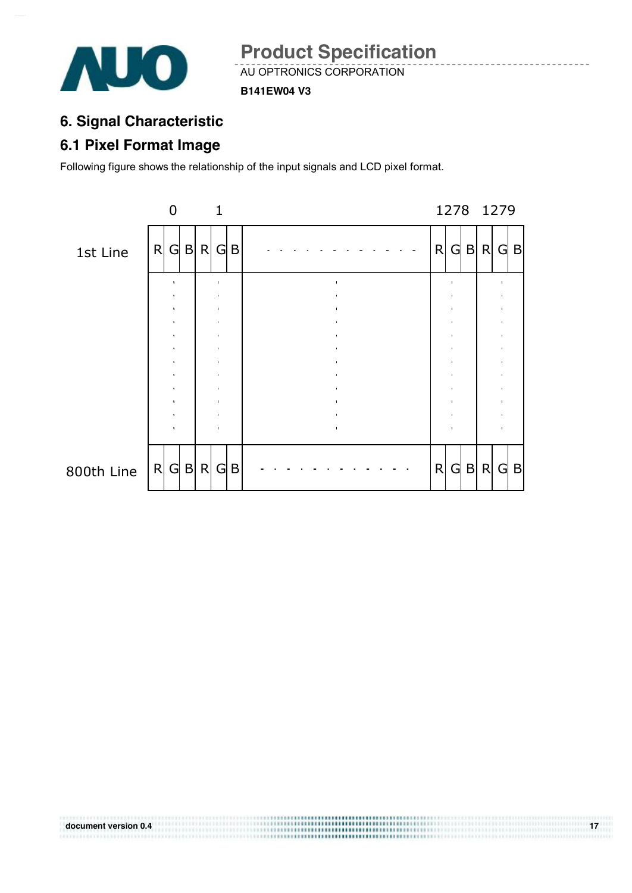# 6. Signal Characteristic

## 6.1 Pixel Format Image

Following figure shows the relationship of the input signals and LCD pixel format.

| | 0 | | | 1 | | | | 1278 | | | 1279 | | |
|---|---|---|---|---|---|---|---|---|---|---|---|---|---|
| 1st Line | R | G | B | R | G | B | - - - - - - - - - - - - | R | G | B | R | G | B |
| | ⋮ | | | ⋮ | | | ⋮ | ⋮ | | | ⋮ | | |
| 800th Line | R | G | B | R | G | B | - - - - - - - - - - - - | R | G | B | R | G | B |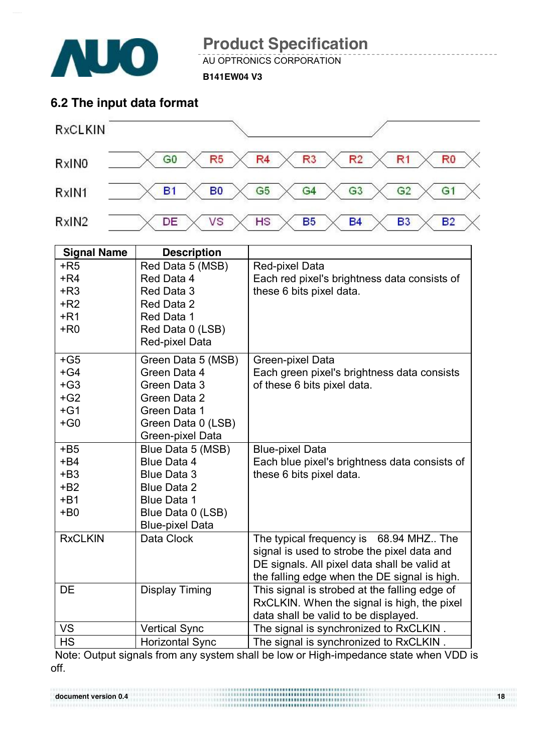## 6.2 The input data format

RxCLKIN

| | | | | | | | |
|---|---|---|---|---|---|---|---|
| RxIN0 | G0 | R5 | R4 | R3 | R2 | R1 | R0 |
| RxIN1 | B1 | B0 | G5 | G4 | G3 | G2 | G1 |
| RxIN2 | DE | VS | HS | B5 | B4 | B3 | B2 |

| Signal Name | Description | |
|---|---|---|
| +R5<br>+R4<br>+R3<br>+R2<br>+R1<br>+R0 | Red Data 5 (MSB)<br>Red Data 4<br>Red Data 3<br>Red Data 2<br>Red Data 1<br>Red Data 0 (LSB)<br>Red-pixel Data | Red-pixel Data<br>Each red pixel's brightness data consists of these 6 bits pixel data. |
| +G5<br>+G4<br>+G3<br>+G2<br>+G1<br>+G0 | Green Data 5 (MSB)<br>Green Data 4<br>Green Data 3<br>Green Data 2<br>Green Data 1<br>Green Data 0 (LSB)<br>Green-pixel Data | Green-pixel Data<br>Each green pixel's brightness data consists of these 6 bits pixel data. |
| +B5<br>+B4<br>+B3<br>+B2<br>+B1<br>+B0 | Blue Data 5 (MSB)<br>Blue Data 4<br>Blue Data 3<br>Blue Data 2<br>Blue Data 1<br>Blue Data 0 (LSB)<br>Blue-pixel Data | Blue-pixel Data<br>Each blue pixel's brightness data consists of these 6 bits pixel data. |
| RxCLKIN | Data Clock | The typical frequency is 68.94 MHZ.. The signal is used to strobe the pixel data and DE signals. All pixel data shall be valid at the falling edge when the DE signal is high. |
| DE | Display Timing | This signal is strobed at the falling edge of RxCLKIN. When the signal is high, the pixel data shall be valid to be displayed. |
| VS | Vertical Sync | The signal is synchronized to RxCLKIN . |
| HS | Horizontal Sync | The signal is synchronized to RxCLKIN . |

Note: Output signals from any system shall be low or High-impedance state when VDD is off.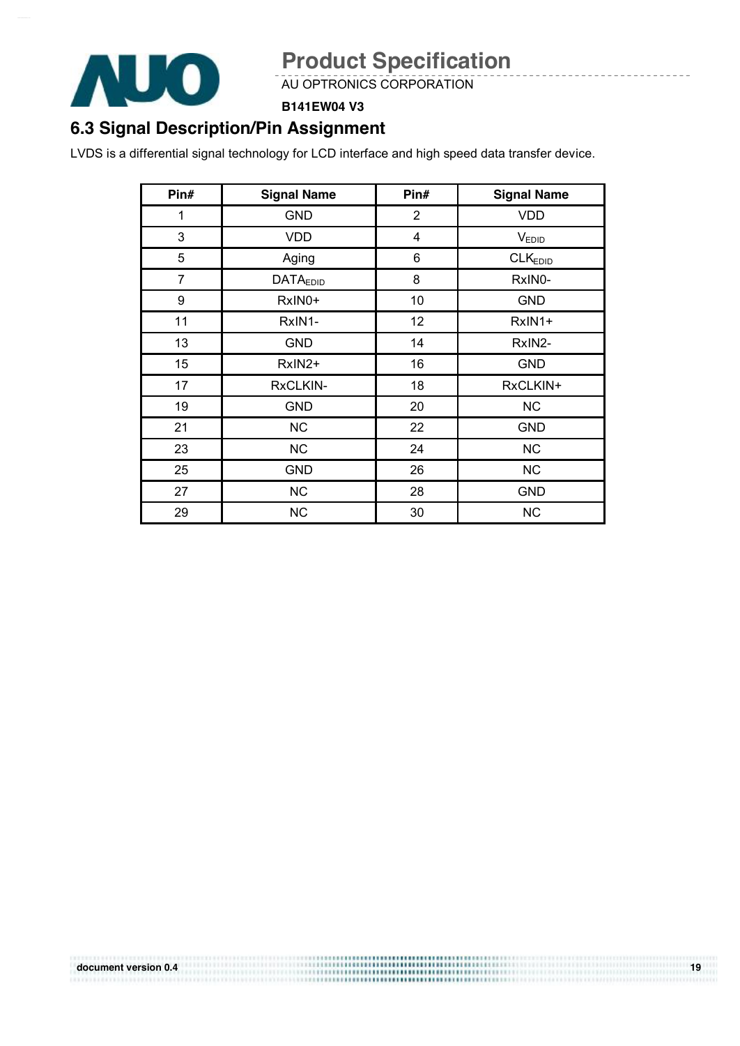## 6.3 Signal Description/Pin Assignment

LVDS is a differential signal technology for LCD interface and high speed data transfer device.

| Pin# | Signal Name | Pin# | Signal Name |
|---|---|---|---|
| 1 | GND | 2 | VDD |
| 3 | VDD | 4 | $V_{EDID}$ |
| 5 | Aging | 6 | $CLK_{EDID}$ |
| 7 | $DATA_{EDID}$ | 8 | RxIN0- |
| 9 | RxIN0+ | 10 | GND |
| 11 | RxIN1- | 12 | RxIN1+ |
| 13 | GND | 14 | RxIN2- |
| 15 | RxIN2+ | 16 | GND |
| 17 | RxCLKIN- | 18 | RxCLKIN+ |
| 19 | GND | 20 | NC |
| 21 | NC | 22 | GND |
| 23 | NC | 24 | NC |
| 25 | GND | 26 | NC |
| 27 | NC | 28 | GND |
| 29 | NC | 30 | NC |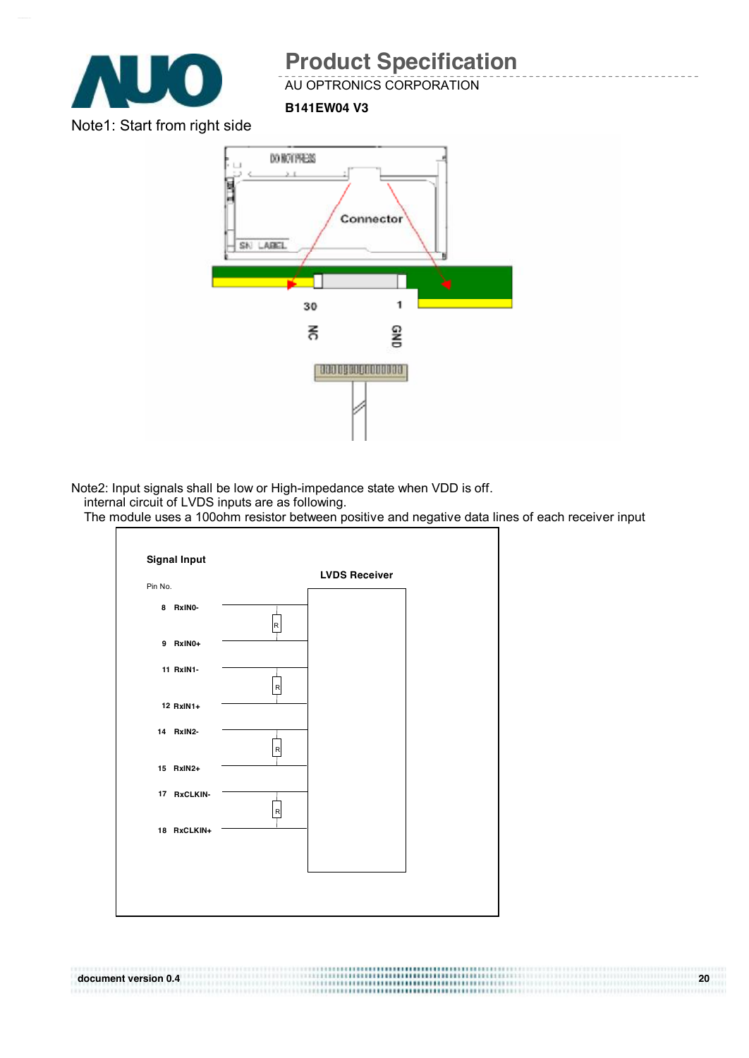Note1: Start from right side

Note2: Input signals shall be low or High-impedance state when VDD is off.
internal circuit of LVDS inputs are as following.
The module uses a 100ohm resistor between positive and negative data lines of each receiver input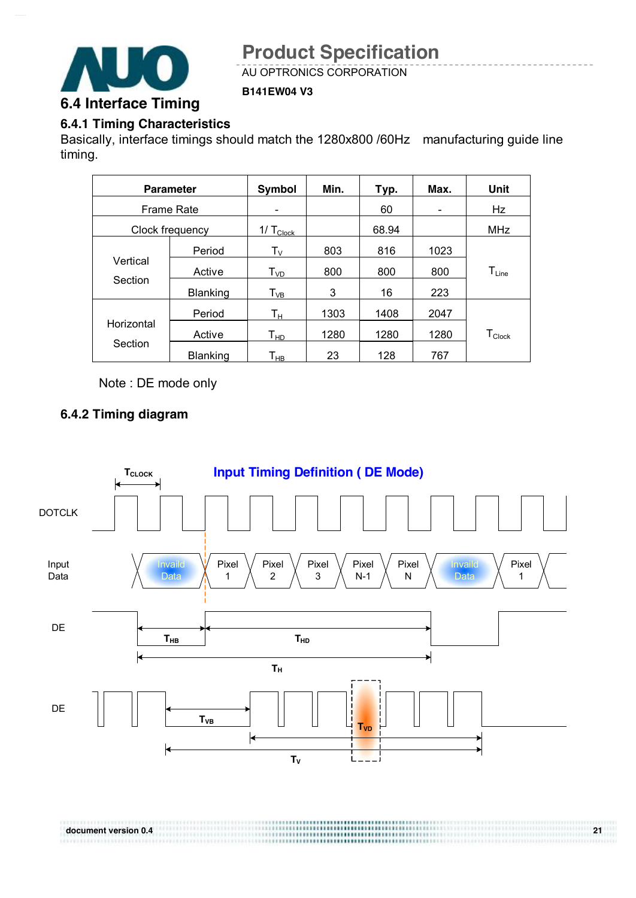## 6.4 Interface Timing

### 6.4.1 Timing Characteristics

Basically, interface timings should match the 1280x800 /60Hz manufacturing guide line timing.

| Parameter | | Symbol | Min. | Typ. | Max. | Unit |
|---|---|---|---|---|---|---|
| Frame Rate | | - | | 60 | - | Hz |
| Clock frequency | | $1/T_{Clock}$ | | 68.94 | | MHz |
| Vertical Section | Period | $T_V$ | 803 | 816 | 1023 | $T_{Line}$ |
| | Active | $T_{VD}$ | 800 | 800 | 800 | |
| | Blanking | $T_{VB}$ | 3 | 16 | 223 | |
| Horizontal Section | Period | $T_H$ | 1303 | 1408 | 2047 | $T_{Clock}$ |
| | Active | $T_{HD}$ | 1280 | 1280 | 1280 | |
| | Blanking | $T_{HB}$ | 23 | 128 | 767 | |

Note : DE mode only

### 6.4.2 Timing diagram

**Input Timing Definition ( DE Mode)**

$T_{CLOCK}$

DOTCLK

Input Data: Invaild Data, Pixel 1, Pixel 2, Pixel 3, Pixel N-1, Pixel N, Invaild Data, Pixel 1

DE: $T_{HB}$, $T_{HD}$, $T_H$

DE: $T_{VB}$, $T_{VD}$, $T_V$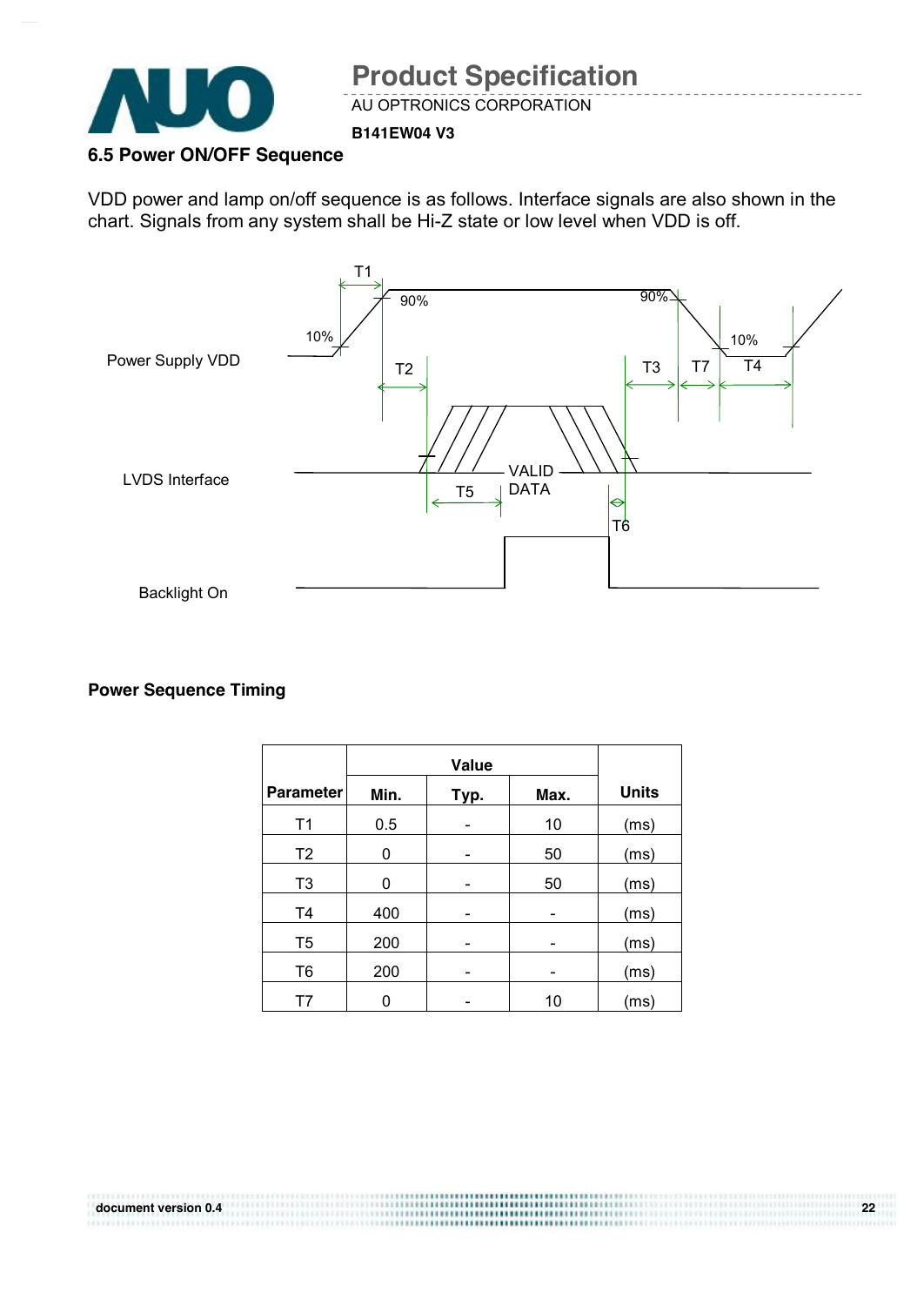### 6.5 Power ON/OFF Sequence

VDD power and lamp on/off sequence is as follows. Interface signals are also shown in the chart. Signals from any system shall be Hi-Z state or low level when VDD is off.

**Power Sequence Timing**

| Parameter | Value | | | Units |
|---|---|---|---|---|
| | Min. | Typ. | Max. | |
| T1 | 0.5 | - | 10 | (ms) |
| T2 | 0 | - | 50 | (ms) |
| T3 | 0 | - | 50 | (ms) |
| T4 | 400 | - | - | (ms) |
| T5 | 200 | - | - | (ms) |
| T6 | 200 | - | - | (ms) |
| T7 | 0 | - | 10 | (ms) |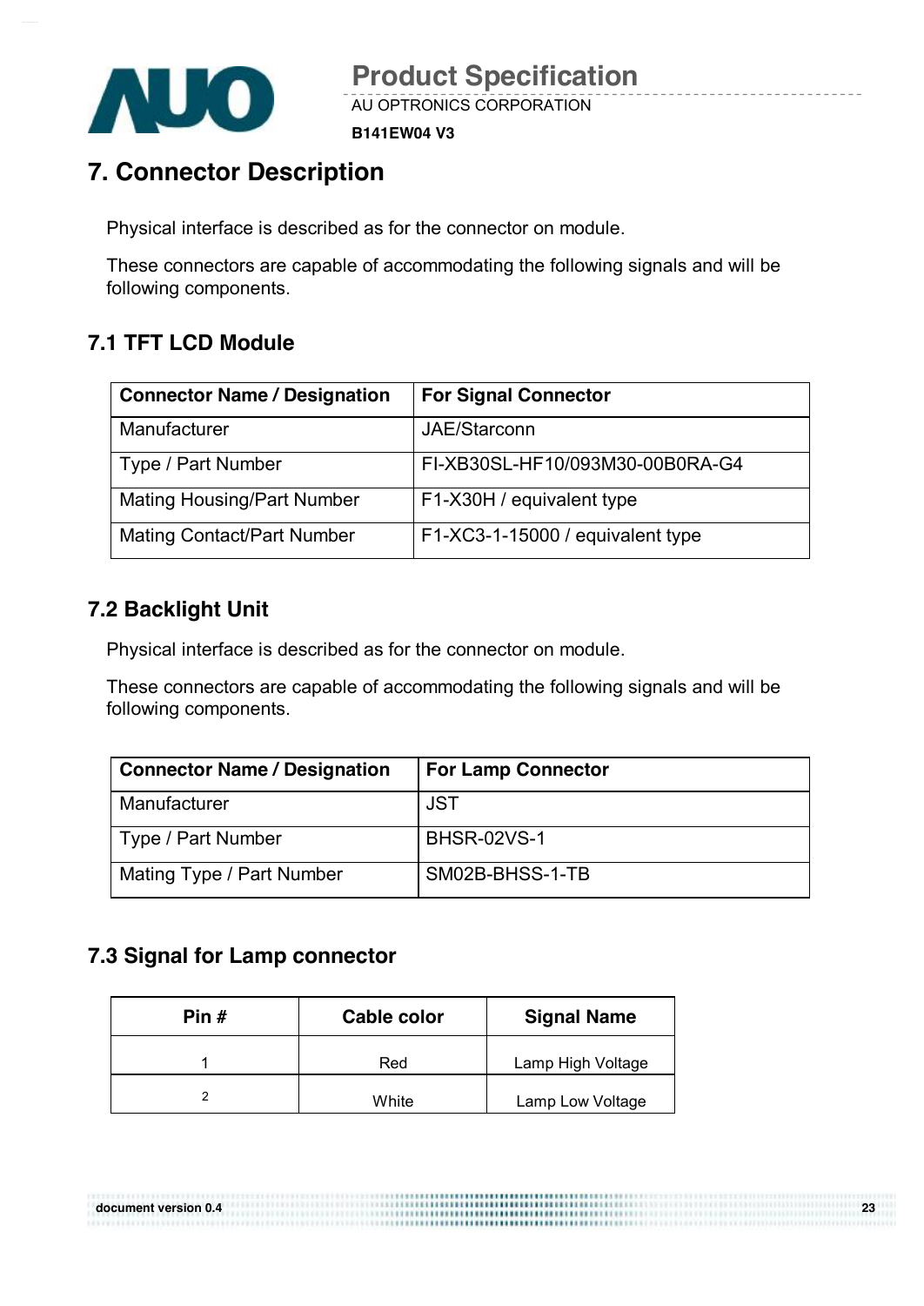# 7. Connector Description

Physical interface is described as for the connector on module.

These connectors are capable of accommodating the following signals and will be following components.

## 7.1 TFT LCD Module

| Connector Name / Designation | For Signal Connector |
|---|---|
| Manufacturer | JAE/Starconn |
| Type / Part Number | FI-XB30SL-HF10/093M30-00B0RA-G4 |
| Mating Housing/Part Number | F1-X30H / equivalent type |
| Mating Contact/Part Number | F1-XC3-1-15000 / equivalent type |

## 7.2 Backlight Unit

Physical interface is described as for the connector on module.

These connectors are capable of accommodating the following signals and will be following components.

| Connector Name / Designation | For Lamp Connector |
|---|---|
| Manufacturer | JST |
| Type / Part Number | BHSR-02VS-1 |
| Mating Type / Part Number | SM02B-BHSS-1-TB |

## 7.3 Signal for Lamp connector

| Pin # | Cable color | Signal Name |
|---|---|---|
| 1 | Red | Lamp High Voltage |
| 2 | White | Lamp Low Voltage |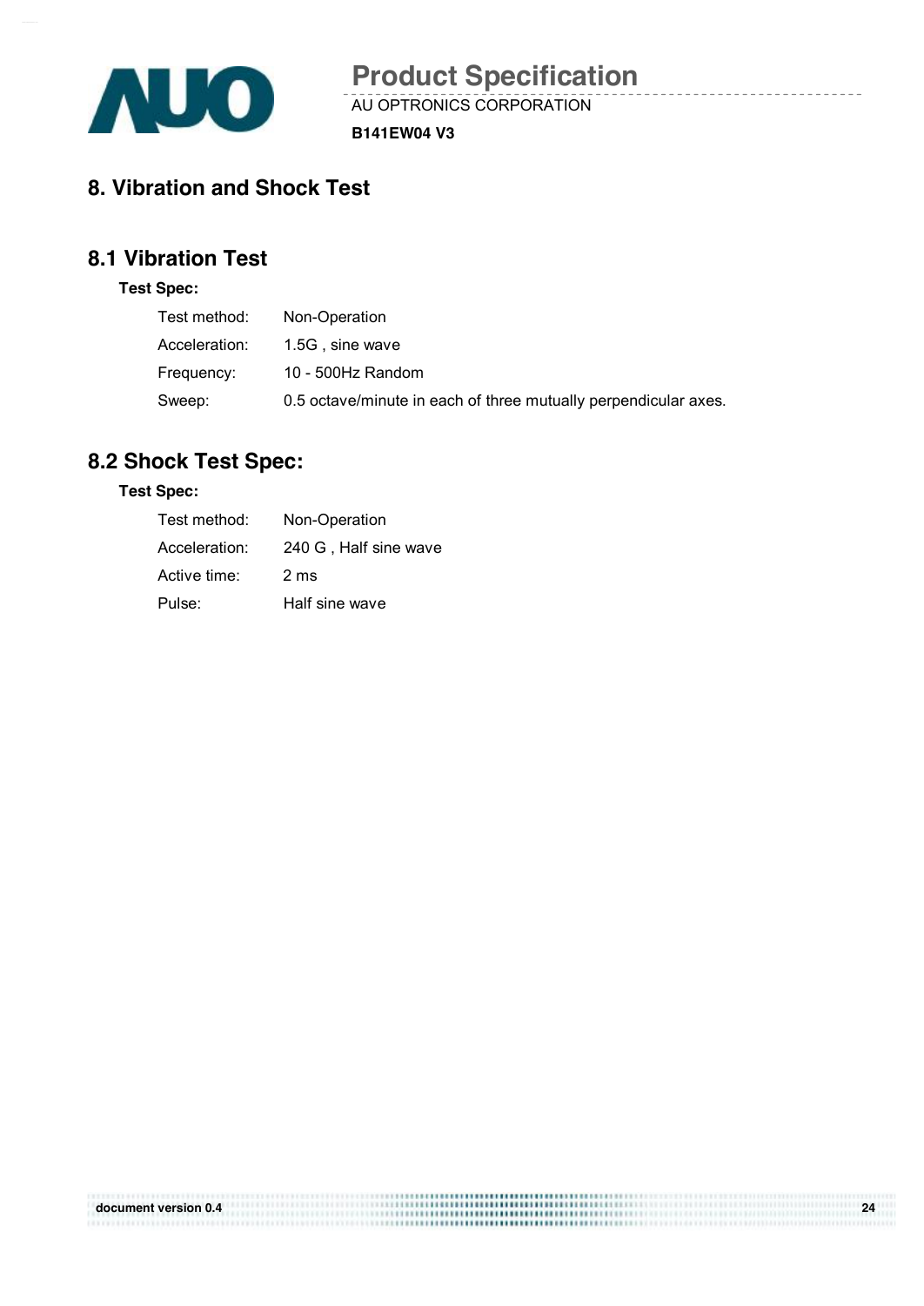# 8. Vibration and Shock Test

## 8.1 Vibration Test

**Test Spec:**

| | |
|---|---|
| Test method: | Non-Operation |
| Acceleration: | 1.5G , sine wave |
| Frequency: | 10 - 500Hz Random |
| Sweep: | 0.5 octave/minute in each of three mutually perpendicular axes. |

## 8.2 Shock Test Spec:

**Test Spec:**

| | |
|---|---|
| Test method: | Non-Operation |
| Acceleration: | 240 G , Half sine wave |
| Active time: | 2 ms |
| Pulse: | Half sine wave |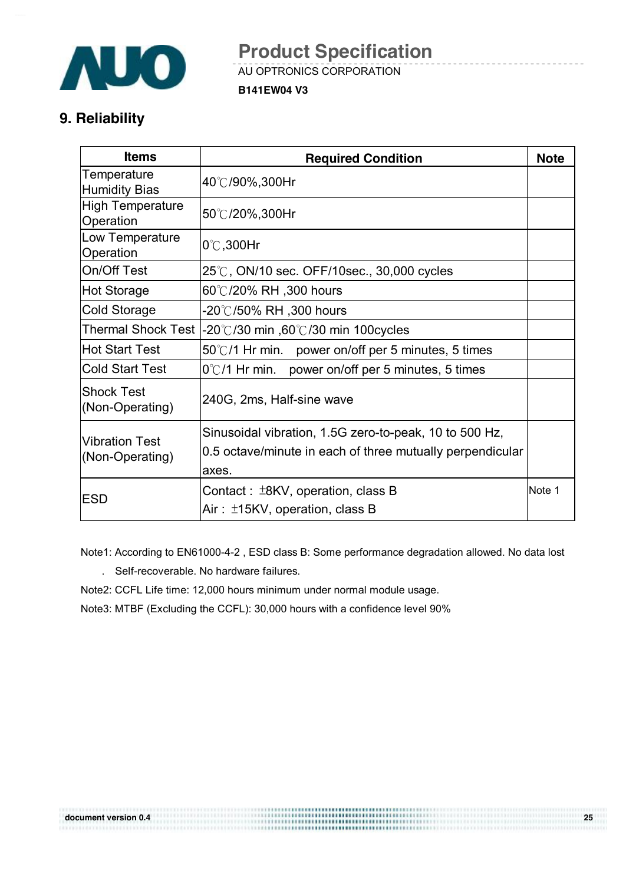## 9. Reliability

| Items | Required Condition | Note |
|---|---|---|
| Temperature Humidity Bias | 40℃/90%,300Hr | |
| High Temperature Operation | 50℃/20%,300Hr | |
| Low Temperature Operation | 0℃,300Hr | |
| On/Off Test | 25℃, ON/10 sec. OFF/10sec., 30,000 cycles | |
| Hot Storage | 60℃/20% RH ,300 hours | |
| Cold Storage | -20℃/50% RH ,300 hours | |
| Thermal Shock Test | -20℃/30 min ,60℃/30 min 100cycles | |
| Hot Start Test | 50℃/1 Hr min. power on/off per 5 minutes, 5 times | |
| Cold Start Test | 0℃/1 Hr min. power on/off per 5 minutes, 5 times | |
| Shock Test (Non-Operating) | 240G, 2ms, Half-sine wave | |
| Vibration Test (Non-Operating) | Sinusoidal vibration, 1.5G zero-to-peak, 10 to 500 Hz, 0.5 octave/minute in each of three mutually perpendicular axes. | |
| ESD | Contact : ±8KV, operation, class B<br>Air : ±15KV, operation, class B | Note 1 |

Note1: According to EN61000-4-2 , ESD class B: Some performance degradation allowed. No data lost . Self-recoverable. No hardware failures.

Note2: CCFL Life time: 12,000 hours minimum under normal module usage.

Note3: MTBF (Excluding the CCFL): 30,000 hours with a confidence level 90%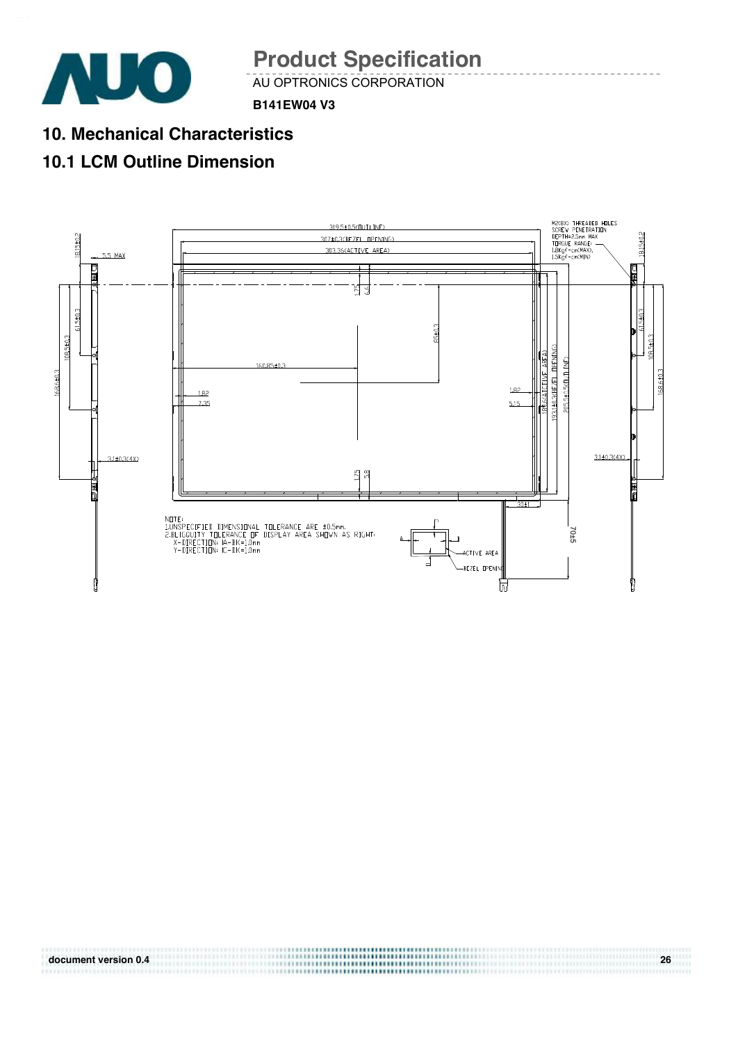# 10. Mechanical Characteristics

## 10.1 LCM Outline Dimension

319.5±0.5(OUTLINE)
307±0.3(BEZEL OPENING)
303.36(ACTIVE AREA)

M2(8X) THREADED HOLES
SCREW PENETRATION
DEPTH=2.5mm MAX
TORQUE RANGE:
1.8Kgf-cm(MAX),
1.5Kgf-cm(MIN)

18.15±0.2
5.5 MAX
61.5±0.3
108.5±0.3
168.6±0.3
3.1±0.3(4X)
1.75
6.6
80±0.3
160.85±0.3
1.82
7.35
1.82
5.15
189.6(ACTIVE AREA)
193.1±0.3(BEZEL OPENING)
205.5±0.5(OUTLINE)
1.75
5.8
30±1
70±5

NOTE:
1.UNSPECIFIED DIMENSIONAL TOLERANCE ARE ±0.5mm.
2.OBLIQUITY TOLERANCE OF DISPLAY AREA SHOWN AS RIGHT:
X-DIRECTION: |A-B|<=1.0mm
Y-DIRECTION: |C-D|<=1.0mm

ACTIVE AREA
BEZEL OPENING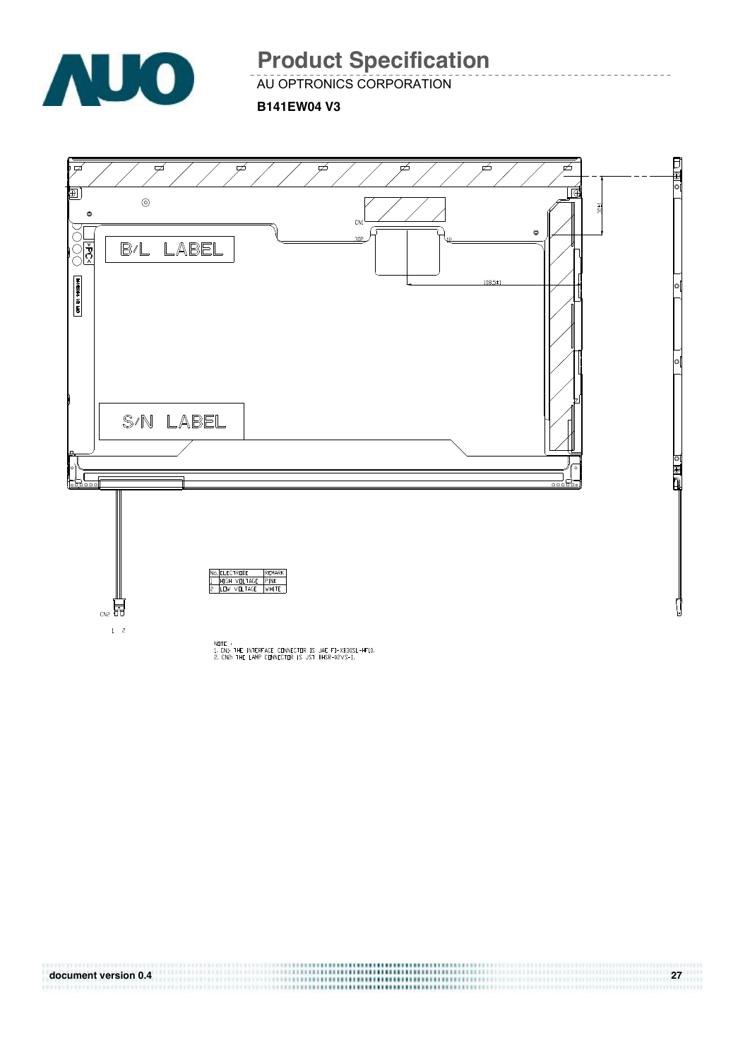| No. | ELECTRODE | REMARK |
| --- | --- | --- |
| 1 | HIGH VOLTAGE | PINK |
| 2 | LOW VOLTAGE | WHITE |

NOTE :
1. CN1: THE INTERFACE CONNECTOR IS JAE FI-XB30SL-HF10.
2. CN2: THE LAMP CONNECTOR IS JST BHSR-02VS-1.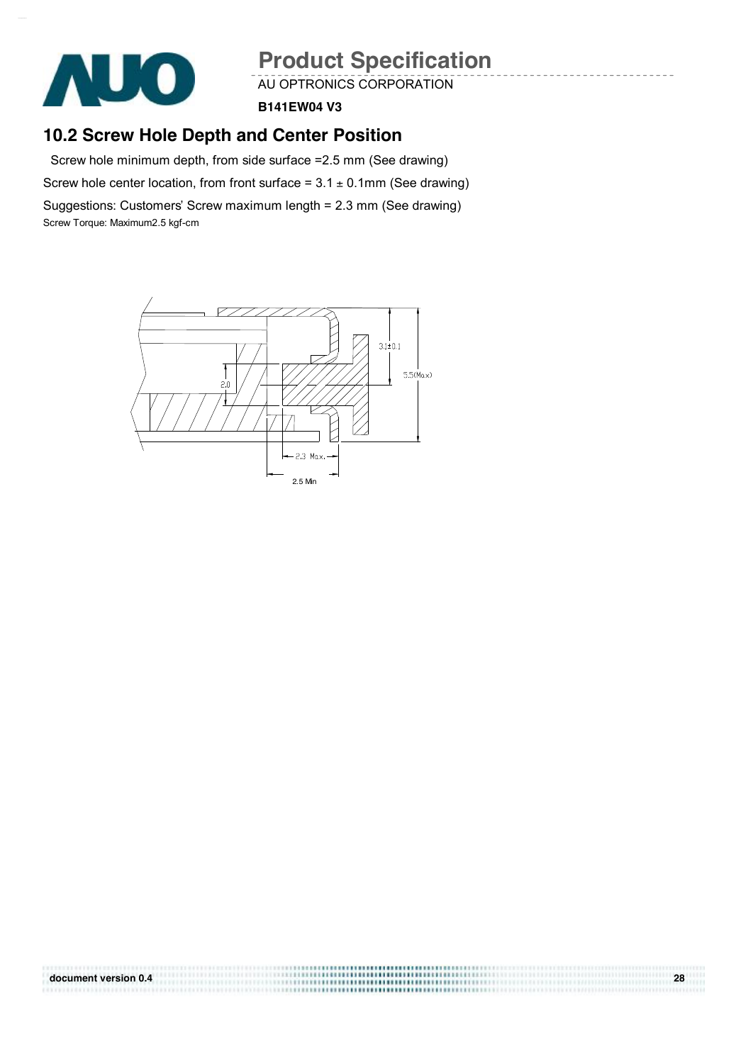## 10.2 Screw Hole Depth and Center Position

Screw hole minimum depth, from side surface =2.5 mm (See drawing)

Screw hole center location, from front surface = 3.1 ± 0.1mm (See drawing)

Suggestions: Customers' Screw maximum length = 2.3 mm (See drawing)

Screw Torque: Maximum2.5 kgf-cm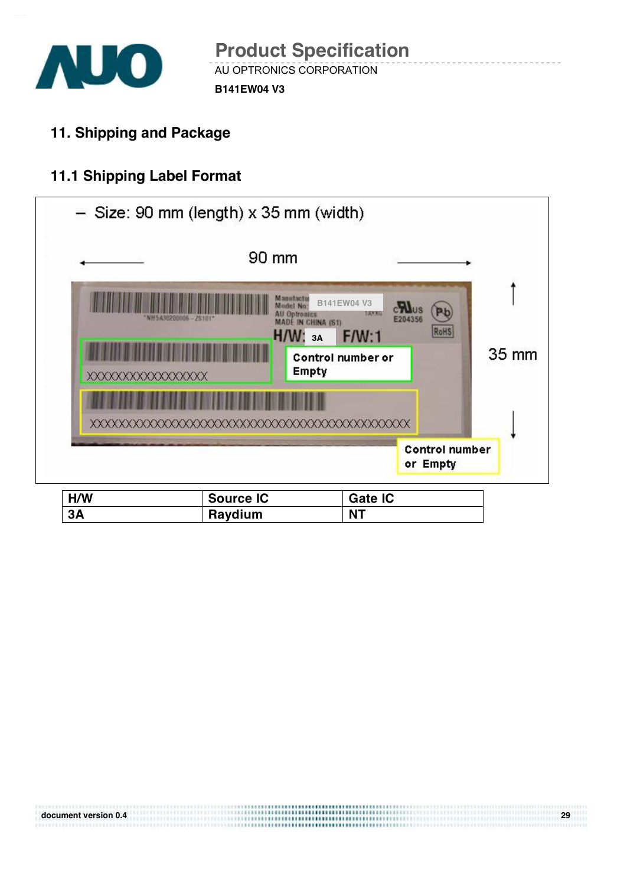## 11. Shipping and Package

### 11.1 Shipping Label Format

– Size: 90 mm (length) x 35 mm (width)

90 mm

35 mm

Manufacturer
Model No: B141EW04 V3
AU Optronics
MADE IN CHINA (S1)

H/W: 3A F/W:1

E204356

RoHS

XXXXXXXXXXXXXXXXX

Control number or Empty

XXXXXXXXXXXXXXXXXXXXXXXXXXXXXXXXXXXXXXXXXXXXXX

Control number or Empty

| H/W | Source IC | Gate IC |
| --- | --- | --- |
| 3A | Raydium | NT |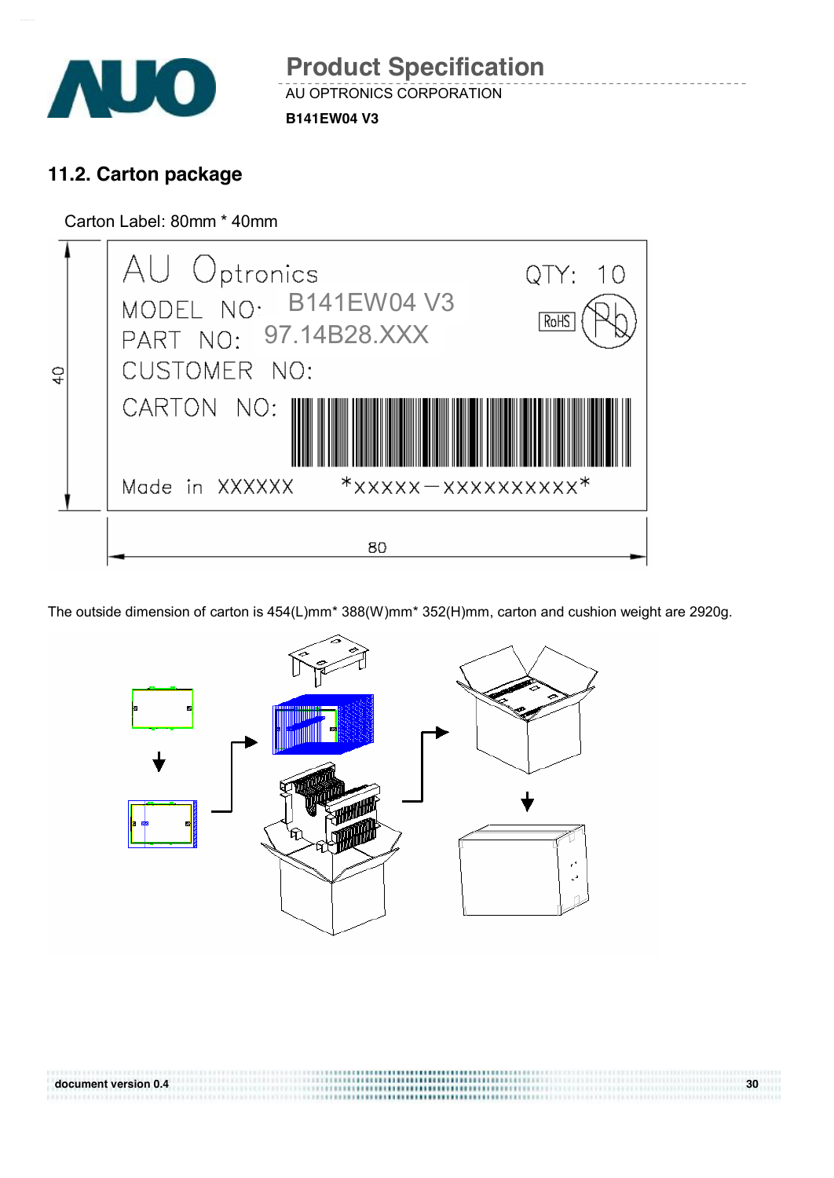## 11.2. Carton package

Carton Label: 80mm * 40mm

The outside dimension of carton is 454(L)mm* 388(W)mm* 352(H)mm, carton and cushion weight are 2920g.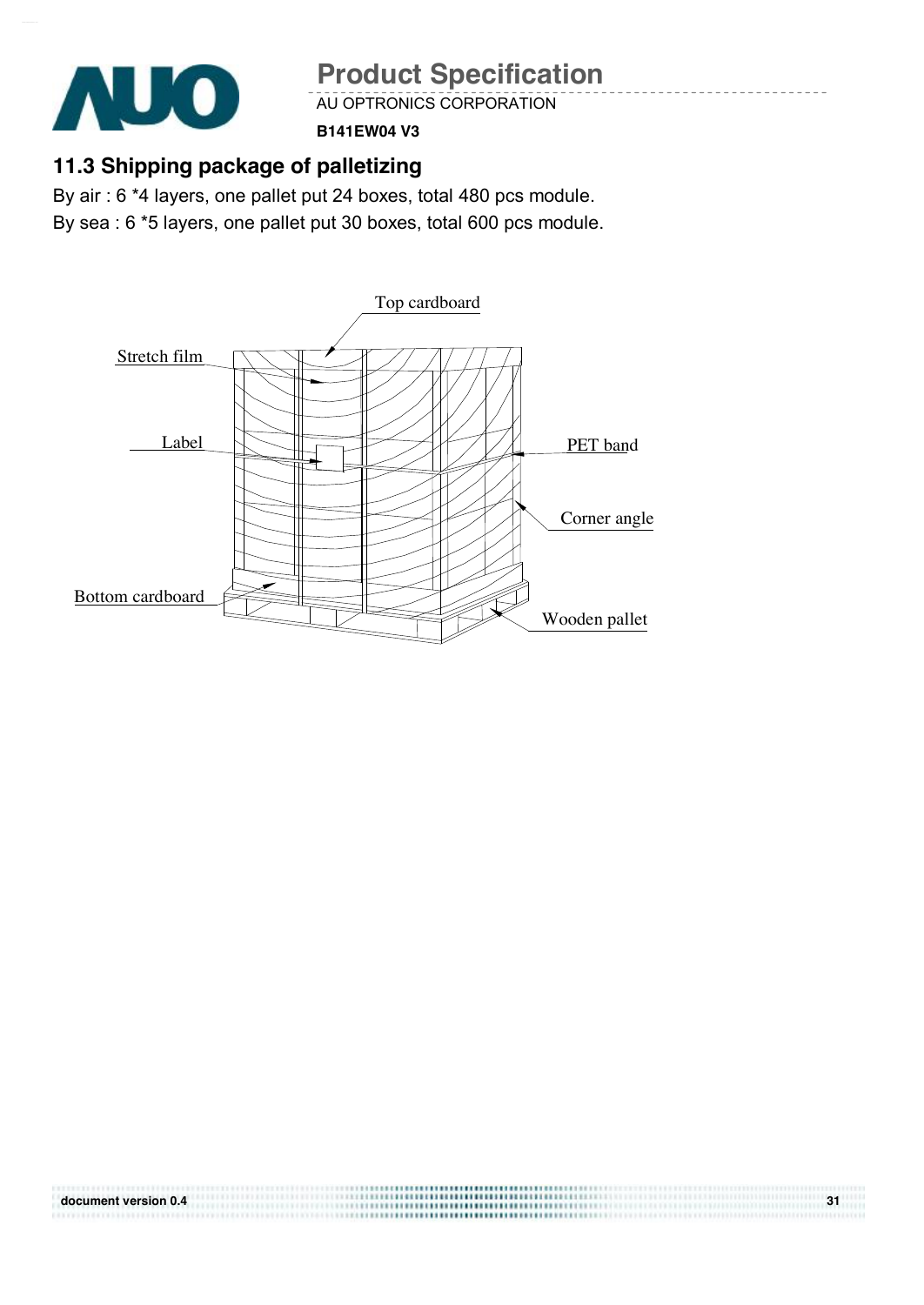## 11.3 Shipping package of palletizing

By air : 6 *4 layers, one pallet put 24 boxes, total 480 pcs module.

By sea : 6 *5 layers, one pallet put 30 boxes, total 600 pcs module.

Top cardboard

Stretch film

Label

PET band

Corner angle

Bottom cardboard

Wooden pallet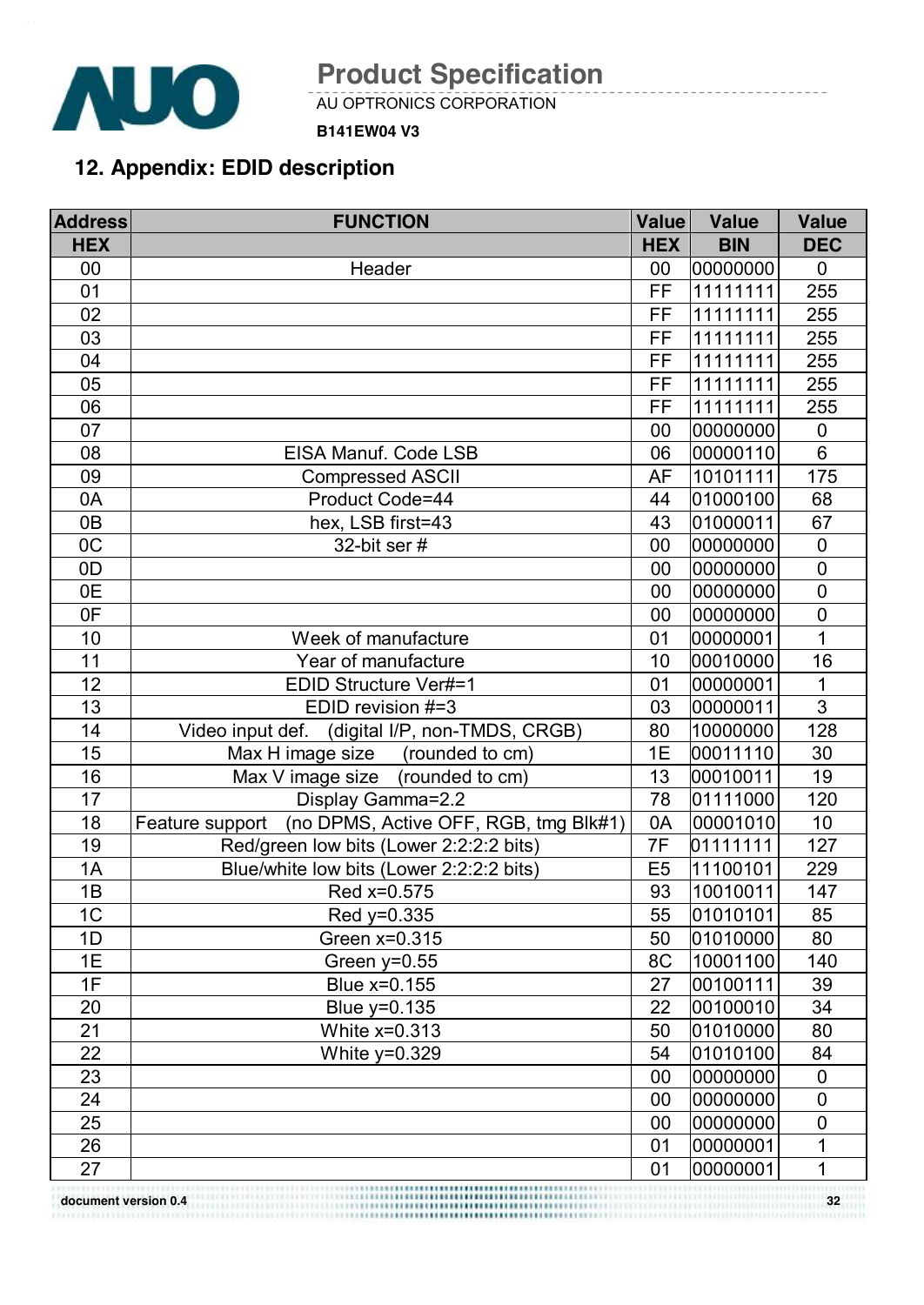## 12. Appendix: EDID description

| Address | FUNCTION | Value | Value | Value |
|---|---|---|---|---|
| HEX | | HEX | BIN | DEC |
| 00 | Header | 00 | 00000000 | 0 |
| 01 | | FF | 11111111 | 255 |
| 02 | | FF | 11111111 | 255 |
| 03 | | FF | 11111111 | 255 |
| 04 | | FF | 11111111 | 255 |
| 05 | | FF | 11111111 | 255 |
| 06 | | FF | 11111111 | 255 |
| 07 | | 00 | 00000000 | 0 |
| 08 | EISA Manuf. Code LSB | 06 | 00000110 | 6 |
| 09 | Compressed ASCII | AF | 10101111 | 175 |
| 0A | Product Code=44 | 44 | 01000100 | 68 |
| 0B | hex, LSB first=43 | 43 | 01000011 | 67 |
| 0C | 32-bit ser # | 00 | 00000000 | 0 |
| 0D | | 00 | 00000000 | 0 |
| 0E | | 00 | 00000000 | 0 |
| 0F | | 00 | 00000000 | 0 |
| 10 | Week of manufacture | 01 | 00000001 | 1 |
| 11 | Year of manufacture | 10 | 00010000 | 16 |
| 12 | EDID Structure Ver#=1 | 01 | 00000001 | 1 |
| 13 | EDID revision #=3 | 03 | 00000011 | 3 |
| 14 | Video input def. (digital I/P, non-TMDS, CRGB) | 80 | 10000000 | 128 |
| 15 | Max H image size (rounded to cm) | 1E | 00011110 | 30 |
| 16 | Max V image size (rounded to cm) | 13 | 00010011 | 19 |
| 17 | Display Gamma=2.2 | 78 | 01111000 | 120 |
| 18 | Feature support (no DPMS, Active OFF, RGB, tmg Blk#1) | 0A | 00001010 | 10 |
| 19 | Red/green low bits (Lower 2:2:2:2 bits) | 7F | 01111111 | 127 |
| 1A | Blue/white low bits (Lower 2:2:2:2 bits) | E5 | 11100101 | 229 |
| 1B | Red x=0.575 | 93 | 10010011 | 147 |
| 1C | Red y=0.335 | 55 | 01010101 | 85 |
| 1D | Green x=0.315 | 50 | 01010000 | 80 |
| 1E | Green y=0.55 | 8C | 10001100 | 140 |
| 1F | Blue x=0.155 | 27 | 00100111 | 39 |
| 20 | Blue y=0.135 | 22 | 00100010 | 34 |
| 21 | White x=0.313 | 50 | 01010000 | 80 |
| 22 | White y=0.329 | 54 | 01010100 | 84 |
| 23 | | 00 | 00000000 | 0 |
| 24 | | 00 | 00000000 | 0 |
| 25 | | 00 | 00000000 | 0 |
| 26 | | 01 | 00000001 | 1 |
| 27 | | 01 | 00000001 | 1 |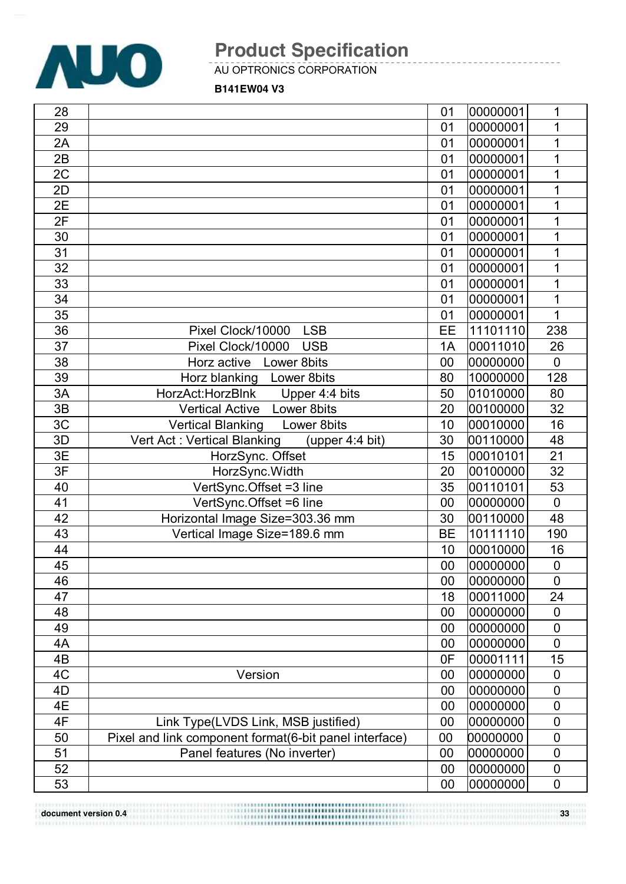| 28 | | 01 | 00000001 | 1 |
|---|---|---|---|---|
| 29 | | 01 | 00000001 | 1 |
| 2A | | 01 | 00000001 | 1 |
| 2B | | 01 | 00000001 | 1 |
| 2C | | 01 | 00000001 | 1 |
| 2D | | 01 | 00000001 | 1 |
| 2E | | 01 | 00000001 | 1 |
| 2F | | 01 | 00000001 | 1 |
| 30 | | 01 | 00000001 | 1 |
| 31 | | 01 | 00000001 | 1 |
| 32 | | 01 | 00000001 | 1 |
| 33 | | 01 | 00000001 | 1 |
| 34 | | 01 | 00000001 | 1 |
| 35 | | 01 | 00000001 | 1 |
| 36 | Pixel Clock/10000 LSB | EE | 11101110 | 238 |
| 37 | Pixel Clock/10000 USB | 1A | 00011010 | 26 |
| 38 | Horz active Lower 8bits | 00 | 00000000 | 0 |
| 39 | Horz blanking Lower 8bits | 80 | 10000000 | 128 |
| 3A | HorzAct:HorzBlnk Upper 4:4 bits | 50 | 01010000 | 80 |
| 3B | Vertical Active Lower 8bits | 20 | 00100000 | 32 |
| 3C | Vertical Blanking Lower 8bits | 10 | 00010000 | 16 |
| 3D | Vert Act : Vertical Blanking (upper 4:4 bit) | 30 | 00110000 | 48 |
| 3E | HorzSync. Offset | 15 | 00010101 | 21 |
| 3F | HorzSync.Width | 20 | 00100000 | 32 |
| 40 | VertSync.Offset =3 line | 35 | 00110101 | 53 |
| 41 | VertSync.Offset =6 line | 00 | 00000000 | 0 |
| 42 | Horizontal Image Size=303.36 mm | 30 | 00110000 | 48 |
| 43 | Vertical Image Size=189.6 mm | BE | 10111110 | 190 |
| 44 | | 10 | 00010000 | 16 |
| 45 | | 00 | 00000000 | 0 |
| 46 | | 00 | 00000000 | 0 |
| 47 | | 18 | 00011000 | 24 |
| 48 | | 00 | 00000000 | 0 |
| 49 | | 00 | 00000000 | 0 |
| 4A | | 00 | 00000000 | 0 |
| 4B | | 0F | 00001111 | 15 |
| 4C | Version | 00 | 00000000 | 0 |
| 4D | | 00 | 00000000 | 0 |
| 4E | | 00 | 00000000 | 0 |
| 4F | Link Type(LVDS Link, MSB justified) | 00 | 00000000 | 0 |
| 50 | Pixel and link component format(6-bit panel interface) | 00 | 00000000 | 0 |
| 51 | Panel features (No inverter) | 00 | 00000000 | 0 |
| 52 | | 00 | 00000000 | 0 |
| 53 | | 00 | 00000000 | 0 |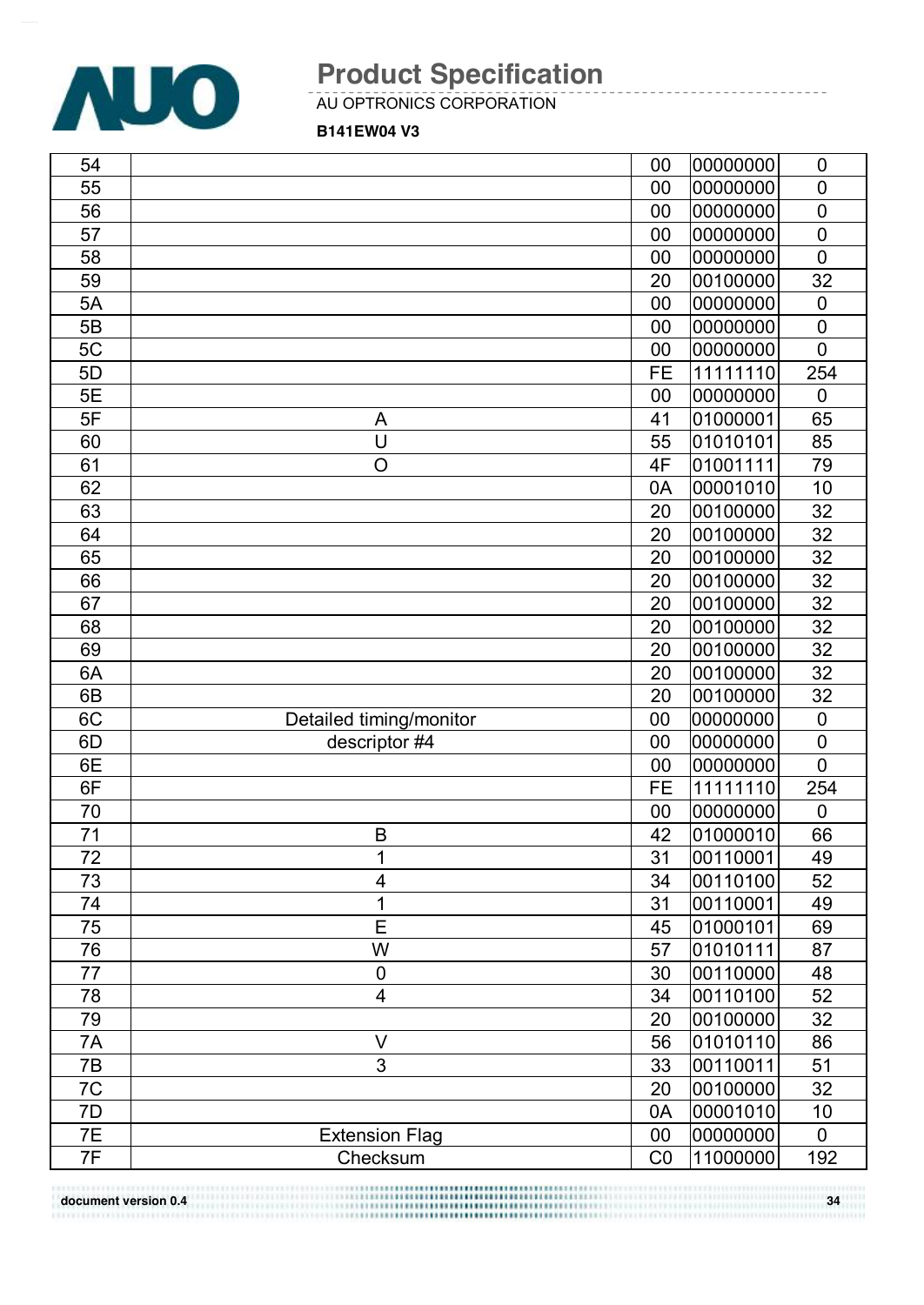| | | | | |
|---|---|---|---|---|
| 54 | | 00 | 00000000 | 0 |
| 55 | | 00 | 00000000 | 0 |
| 56 | | 00 | 00000000 | 0 |
| 57 | | 00 | 00000000 | 0 |
| 58 | | 00 | 00000000 | 0 |
| 59 | | 20 | 00100000 | 32 |
| 5A | | 00 | 00000000 | 0 |
| 5B | | 00 | 00000000 | 0 |
| 5C | | 00 | 00000000 | 0 |
| 5D | | FE | 11111110 | 254 |
| 5E | | 00 | 00000000 | 0 |
| 5F | A | 41 | 01000001 | 65 |
| 60 | U | 55 | 01010101 | 85 |
| 61 | O | 4F | 01001111 | 79 |
| 62 | | 0A | 00001010 | 10 |
| 63 | | 20 | 00100000 | 32 |
| 64 | | 20 | 00100000 | 32 |
| 65 | | 20 | 00100000 | 32 |
| 66 | | 20 | 00100000 | 32 |
| 67 | | 20 | 00100000 | 32 |
| 68 | | 20 | 00100000 | 32 |
| 69 | | 20 | 00100000 | 32 |
| 6A | | 20 | 00100000 | 32 |
| 6B | | 20 | 00100000 | 32 |
| 6C | Detailed timing/monitor | 00 | 00000000 | 0 |
| 6D | descriptor #4 | 00 | 00000000 | 0 |
| 6E | | 00 | 00000000 | 0 |
| 6F | | FE | 11111110 | 254 |
| 70 | | 00 | 00000000 | 0 |
| 71 | B | 42 | 01000010 | 66 |
| 72 | 1 | 31 | 00110001 | 49 |
| 73 | 4 | 34 | 00110100 | 52 |
| 74 | 1 | 31 | 00110001 | 49 |
| 75 | E | 45 | 01000101 | 69 |
| 76 | W | 57 | 01010111 | 87 |
| 77 | 0 | 30 | 00110000 | 48 |
| 78 | 4 | 34 | 00110100 | 52 |
| 79 | | 20 | 00100000 | 32 |
| 7A | V | 56 | 01010110 | 86 |
| 7B | 3 | 33 | 00110011 | 51 |
| 7C | | 20 | 00100000 | 32 |
| 7D | | 0A | 00001010 | 10 |
| 7E | Extension Flag | 00 | 00000000 | 0 |
| 7F | Checksum | C0 | 11000000 | 192 |